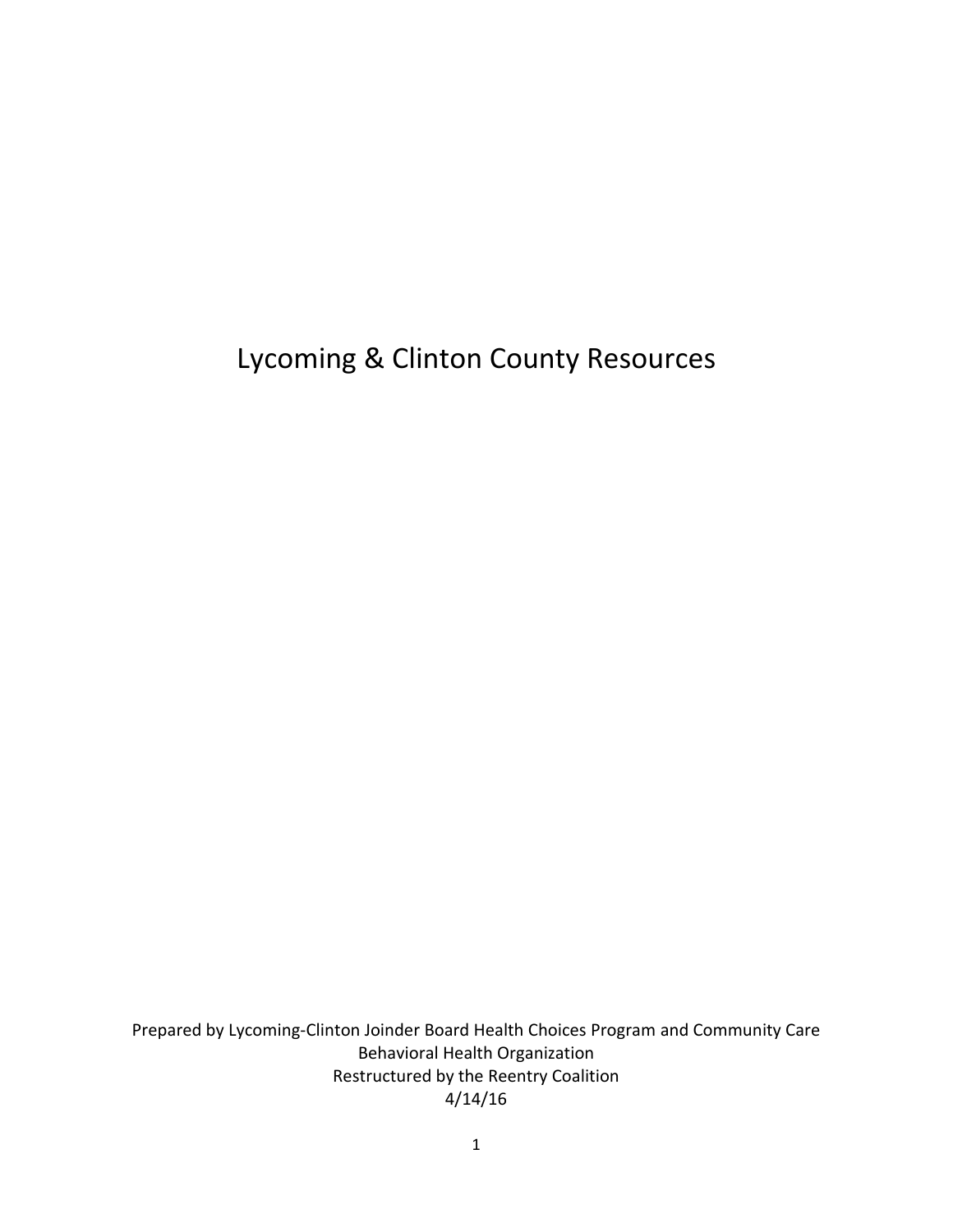# Lycoming & Clinton County Resources

Prepared by Lycoming-Clinton Joinder Board Health Choices Program and Community Care Behavioral Health Organization

Restructured by the Reentry Coalition

4/14/16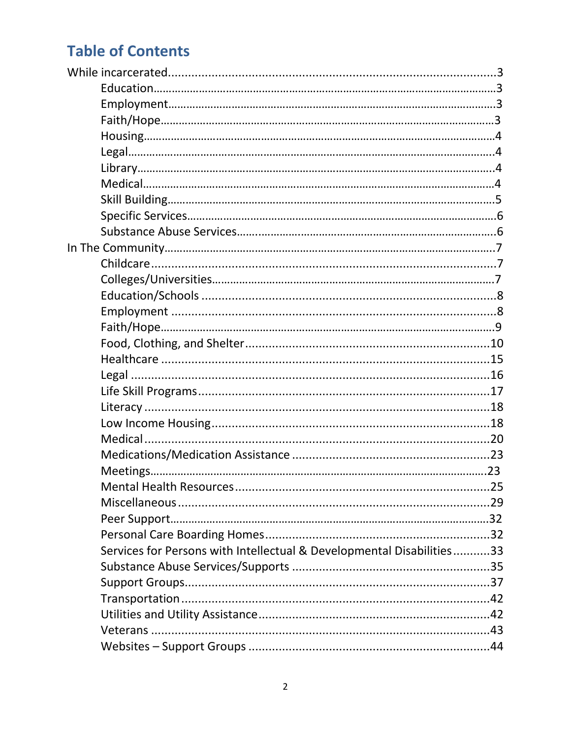# Table of Contents

- While incarcerated....3
  - Education....3
  - Employment....3
  - Faith/Hope....3
  - Housing....4
  - Legal....4
  - Library....4
  - Medical....4
  - Skill Building....5
  - Specific Services....6
  - Substance Abuse Services....6
- In The Community....7
  - Childcare....7
  - Colleges/Universities....7
  - Education/Schools....8
  - Employment....8
  - Faith/Hope....9
  - Food, Clothing, and Shelter....10
  - Healthcare....15
  - Legal....16
  - Life Skill Programs....17
  - Literacy....18
  - Low Income Housing....18
  - Medical....20
  - Medications/Medication Assistance....23
  - Meetings....23
  - Mental Health Resources....25
  - Miscellaneous....29
  - Peer Support....32
  - Personal Care Boarding Homes....32
  - Services for Persons with Intellectual & Developmental Disabilities....33
  - Substance Abuse Services/Supports....35
  - Support Groups....37
  - Transportation....42
  - Utilities and Utility Assistance....42
  - Veterans....43
  - Websites – Support Groups....44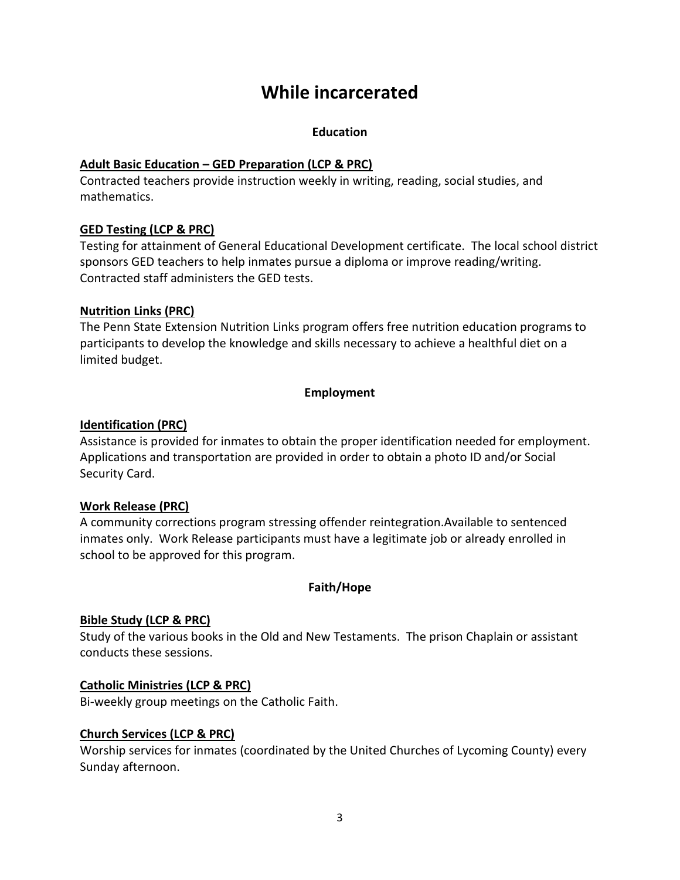# While incarcerated

## Education

**Adult Basic Education – GED Preparation (LCP & PRC)**

Contracted teachers provide instruction weekly in writing, reading, social studies, and mathematics.

**GED Testing (LCP & PRC)**

Testing for attainment of General Educational Development certificate. The local school district sponsors GED teachers to help inmates pursue a diploma or improve reading/writing. Contracted staff administers the GED tests.

**Nutrition Links (PRC)**

The Penn State Extension Nutrition Links program offers free nutrition education programs to participants to develop the knowledge and skills necessary to achieve a healthful diet on a limited budget.

## Employment

**Identification (PRC)**

Assistance is provided for inmates to obtain the proper identification needed for employment. Applications and transportation are provided in order to obtain a photo ID and/or Social Security Card.

**Work Release (PRC)**

A community corrections program stressing offender reintegration.Available to sentenced inmates only. Work Release participants must have a legitimate job or already enrolled in school to be approved for this program.

## Faith/Hope

**Bible Study (LCP & PRC)**

Study of the various books in the Old and New Testaments. The prison Chaplain or assistant conducts these sessions.

**Catholic Ministries (LCP & PRC)**

Bi-weekly group meetings on the Catholic Faith.

**Church Services (LCP & PRC)**

Worship services for inmates (coordinated by the United Churches of Lycoming County) every Sunday afternoon.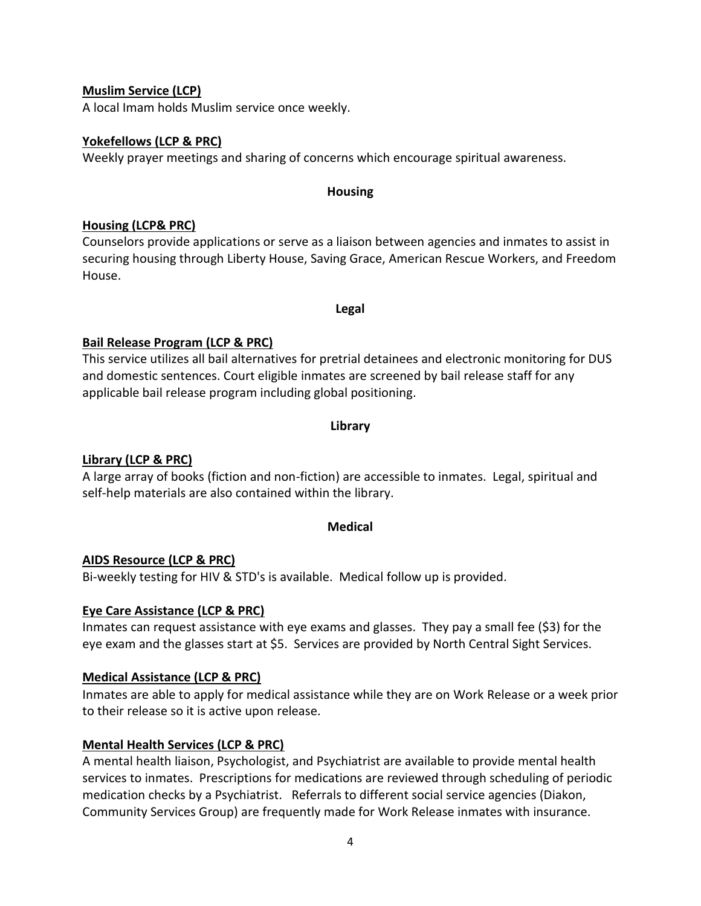**Muslim Service (LCP)**

A local Imam holds Muslim service once weekly.

**Yokefellows (LCP & PRC)**

Weekly prayer meetings and sharing of concerns which encourage spiritual awareness.

## Housing

**Housing (LCP& PRC)**

Counselors provide applications or serve as a liaison between agencies and inmates to assist in securing housing through Liberty House, Saving Grace, American Rescue Workers, and Freedom House.

## Legal

**Bail Release Program (LCP & PRC)**

This service utilizes all bail alternatives for pretrial detainees and electronic monitoring for DUS and domestic sentences. Court eligible inmates are screened by bail release staff for any applicable bail release program including global positioning.

## Library

**Library (LCP & PRC)**

A large array of books (fiction and non-fiction) are accessible to inmates. Legal, spiritual and self-help materials are also contained within the library.

## Medical

**AIDS Resource (LCP & PRC)**

Bi-weekly testing for HIV & STD's is available. Medical follow up is provided.

**Eye Care Assistance (LCP & PRC)**

Inmates can request assistance with eye exams and glasses. They pay a small fee ($3) for the eye exam and the glasses start at $5. Services are provided by North Central Sight Services.

**Medical Assistance (LCP & PRC)**

Inmates are able to apply for medical assistance while they are on Work Release or a week prior to their release so it is active upon release.

**Mental Health Services (LCP & PRC)**

A mental health liaison, Psychologist, and Psychiatrist are available to provide mental health services to inmates. Prescriptions for medications are reviewed through scheduling of periodic medication checks by a Psychiatrist. Referrals to different social service agencies (Diakon, Community Services Group) are frequently made for Work Release inmates with insurance.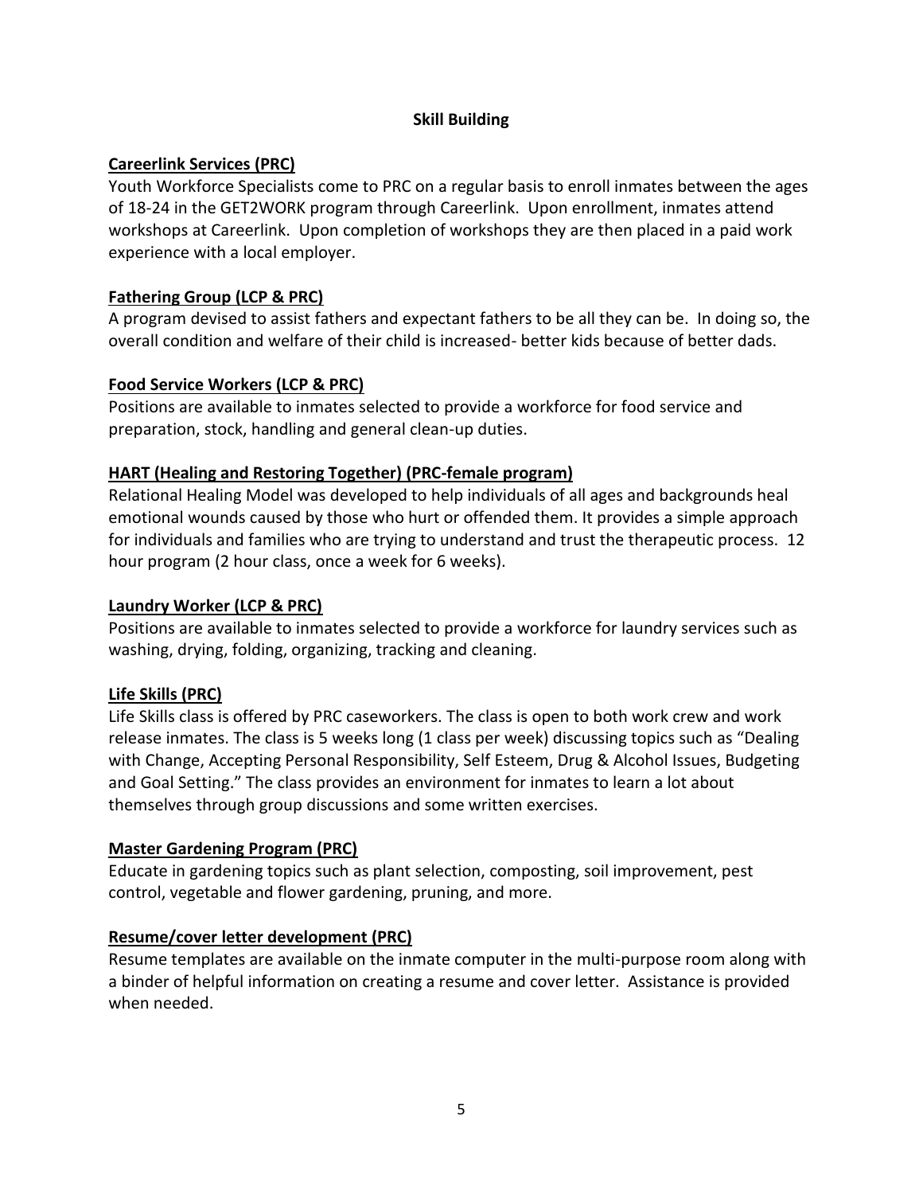## Skill Building

**Careerlink Services (PRC)**

Youth Workforce Specialists come to PRC on a regular basis to enroll inmates between the ages of 18-24 in the GET2WORK program through Careerlink. Upon enrollment, inmates attend workshops at Careerlink. Upon completion of workshops they are then placed in a paid work experience with a local employer.

**Fathering Group (LCP & PRC)**

A program devised to assist fathers and expectant fathers to be all they can be. In doing so, the overall condition and welfare of their child is increased- better kids because of better dads.

**Food Service Workers (LCP & PRC)**

Positions are available to inmates selected to provide a workforce for food service and preparation, stock, handling and general clean-up duties.

**HART (Healing and Restoring Together) (PRC-female program)**

Relational Healing Model was developed to help individuals of all ages and backgrounds heal emotional wounds caused by those who hurt or offended them. It provides a simple approach for individuals and families who are trying to understand and trust the therapeutic process. 12 hour program (2 hour class, once a week for 6 weeks).

**Laundry Worker (LCP & PRC)**

Positions are available to inmates selected to provide a workforce for laundry services such as washing, drying, folding, organizing, tracking and cleaning.

**Life Skills (PRC)**

Life Skills class is offered by PRC caseworkers. The class is open to both work crew and work release inmates. The class is 5 weeks long (1 class per week) discussing topics such as "Dealing with Change, Accepting Personal Responsibility, Self Esteem, Drug & Alcohol Issues, Budgeting and Goal Setting." The class provides an environment for inmates to learn a lot about themselves through group discussions and some written exercises.

**Master Gardening Program (PRC)**

Educate in gardening topics such as plant selection, composting, soil improvement, pest control, vegetable and flower gardening, pruning, and more.

**Resume/cover letter development (PRC)**

Resume templates are available on the inmate computer in the multi-purpose room along with a binder of helpful information on creating a resume and cover letter. Assistance is provided when needed.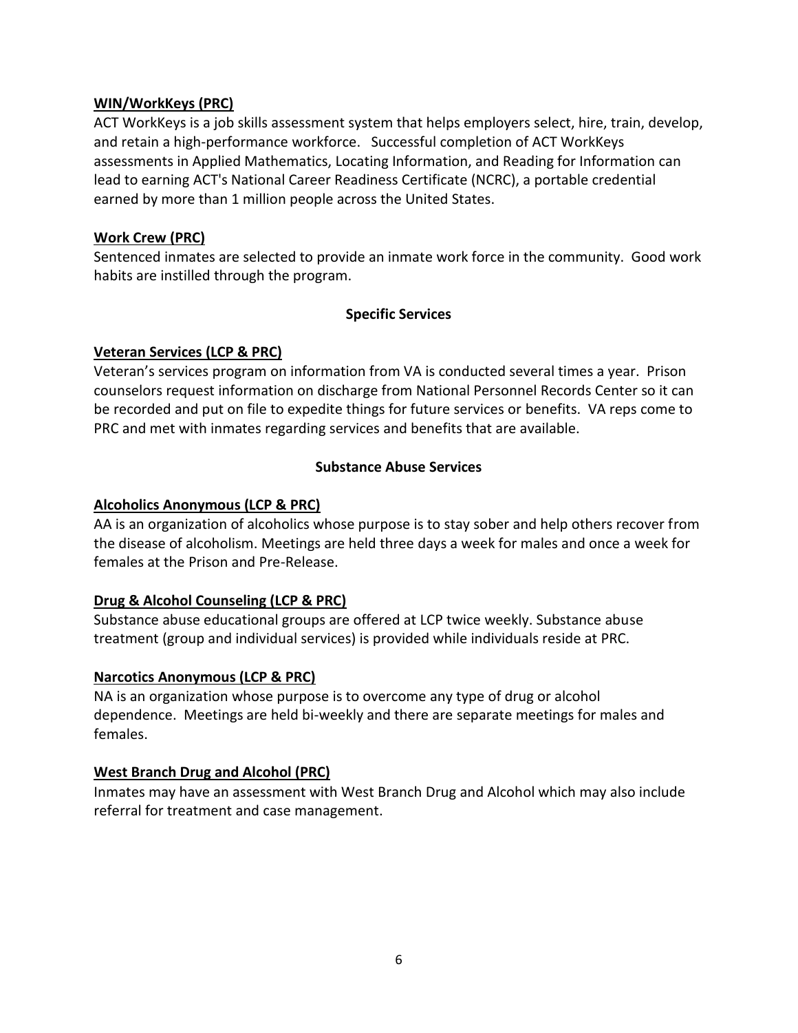**WIN/WorkKeys (PRC)**

ACT WorkKeys is a job skills assessment system that helps employers select, hire, train, develop, and retain a high-performance workforce. Successful completion of ACT WorkKeys assessments in Applied Mathematics, Locating Information, and Reading for Information can lead to earning ACT's National Career Readiness Certificate (NCRC), a portable credential earned by more than 1 million people across the United States.

**Work Crew (PRC)**

Sentenced inmates are selected to provide an inmate work force in the community. Good work habits are instilled through the program.

## Specific Services

**Veteran Services (LCP & PRC)**

Veteran's services program on information from VA is conducted several times a year. Prison counselors request information on discharge from National Personnel Records Center so it can be recorded and put on file to expedite things for future services or benefits. VA reps come to PRC and met with inmates regarding services and benefits that are available.

## Substance Abuse Services

**Alcoholics Anonymous (LCP & PRC)**

AA is an organization of alcoholics whose purpose is to stay sober and help others recover from the disease of alcoholism. Meetings are held three days a week for males and once a week for females at the Prison and Pre-Release.

**Drug & Alcohol Counseling (LCP & PRC)**

Substance abuse educational groups are offered at LCP twice weekly. Substance abuse treatment (group and individual services) is provided while individuals reside at PRC.

**Narcotics Anonymous (LCP & PRC)**

NA is an organization whose purpose is to overcome any type of drug or alcohol dependence. Meetings are held bi-weekly and there are separate meetings for males and females.

**West Branch Drug and Alcohol (PRC)**

Inmates may have an assessment with West Branch Drug and Alcohol which may also include referral for treatment and case management.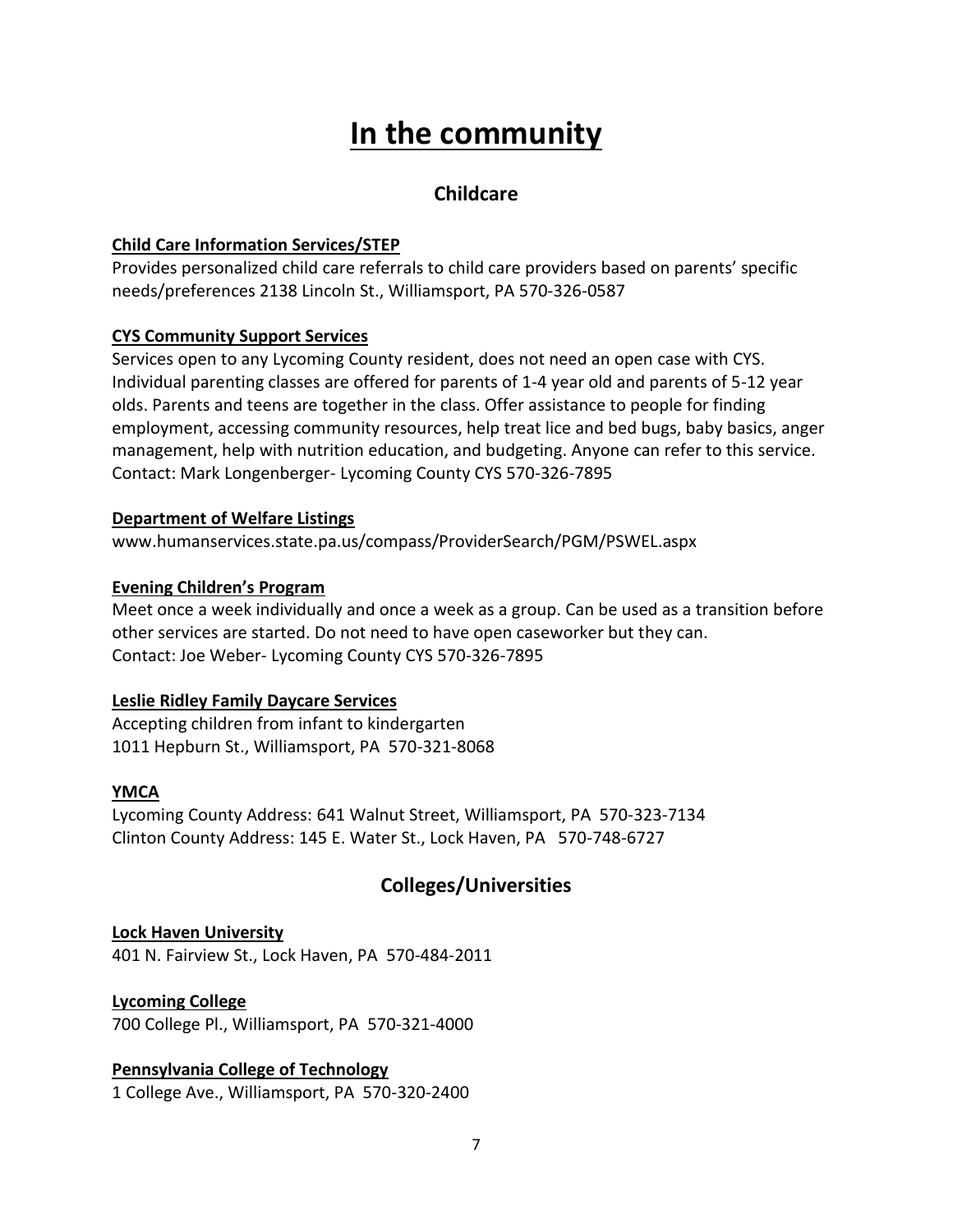# In the community

## Childcare

**Child Care Information Services/STEP**
Provides personalized child care referrals to child care providers based on parents' specific needs/preferences 2138 Lincoln St., Williamsport, PA 570-326-0587

**CYS Community Support Services**
Services open to any Lycoming County resident, does not need an open case with CYS. Individual parenting classes are offered for parents of 1-4 year old and parents of 5-12 year olds. Parents and teens are together in the class. Offer assistance to people for finding employment, accessing community resources, help treat lice and bed bugs, baby basics, anger management, help with nutrition education, and budgeting. Anyone can refer to this service. Contact: Mark Longenberger- Lycoming County CYS 570-326-7895

**Department of Welfare Listings**
www.humanservices.state.pa.us/compass/ProviderSearch/PGM/PSWEL.aspx

**Evening Children's Program**
Meet once a week individually and once a week as a group. Can be used as a transition before other services are started. Do not need to have open caseworker but they can.
Contact: Joe Weber- Lycoming County CYS 570-326-7895

**Leslie Ridley Family Daycare Services**
Accepting children from infant to kindergarten
1011 Hepburn St., Williamsport, PA 570-321-8068

**YMCA**
Lycoming County Address: 641 Walnut Street, Williamsport, PA 570-323-7134
Clinton County Address: 145 E. Water St., Lock Haven, PA 570-748-6727

## Colleges/Universities

**Lock Haven University**
401 N. Fairview St., Lock Haven, PA 570-484-2011

**Lycoming College**
700 College Pl., Williamsport, PA 570-321-4000

**Pennsylvania College of Technology**
1 College Ave., Williamsport, PA 570-320-2400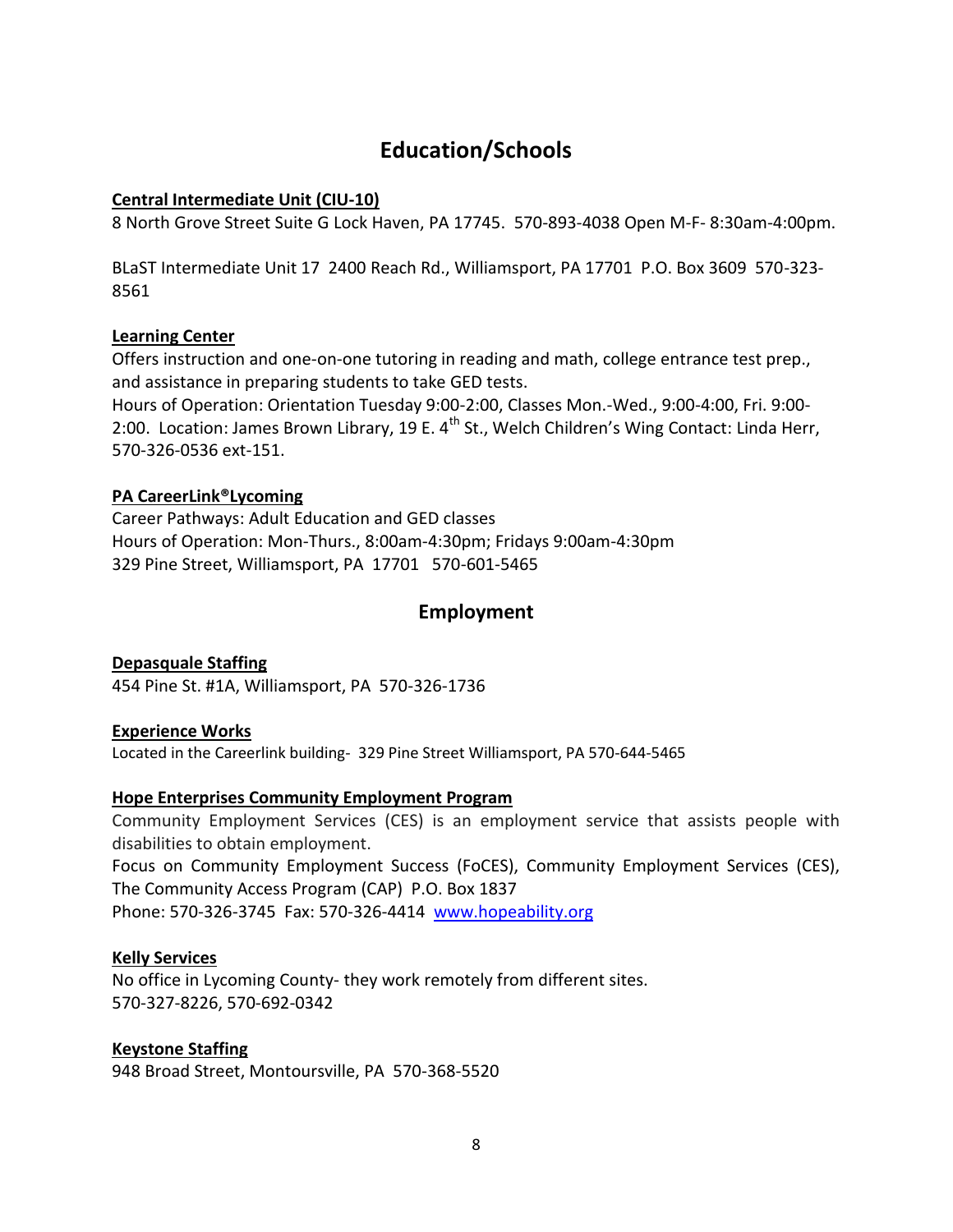# Education/Schools

**Central Intermediate Unit (CIU-10)**
8 North Grove Street Suite G Lock Haven, PA 17745. 570-893-4038 Open M-F- 8:30am-4:00pm.

BLaST Intermediate Unit 17 2400 Reach Rd., Williamsport, PA 17701 P.O. Box 3609 570-323-8561

**Learning Center**
Offers instruction and one-on-one tutoring in reading and math, college entrance test prep., and assistance in preparing students to take GED tests.
Hours of Operation: Orientation Tuesday 9:00-2:00, Classes Mon.-Wed., 9:00-4:00, Fri. 9:00-2:00. Location: James Brown Library, 19 E. 4th St., Welch Children's Wing Contact: Linda Herr, 570-326-0536 ext-151.

**PA CareerLink®Lycoming**
Career Pathways: Adult Education and GED classes
Hours of Operation: Mon-Thurs., 8:00am-4:30pm; Fridays 9:00am-4:30pm
329 Pine Street, Williamsport, PA 17701 570-601-5465

# Employment

**Depasquale Staffing**
454 Pine St. #1A, Williamsport, PA 570-326-1736

**Experience Works**
Located in the Careerlink building- 329 Pine Street Williamsport, PA 570-644-5465

**Hope Enterprises Community Employment Program**
Community Employment Services (CES) is an employment service that assists people with disabilities to obtain employment.
Focus on Community Employment Success (FoCES), Community Employment Services (CES), The Community Access Program (CAP) P.O. Box 1837
Phone: 570-326-3745 Fax: 570-326-4414 [www.hopeability.org](http://www.hopeability.org)

**Kelly Services**
No office in Lycoming County- they work remotely from different sites.
570-327-8226, 570-692-0342

**Keystone Staffing**
948 Broad Street, Montoursville, PA 570-368-5520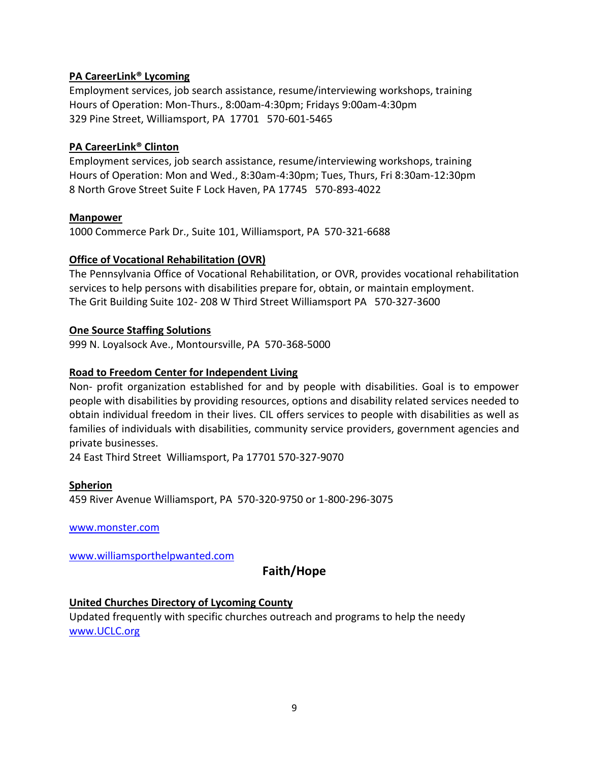**PA CareerLink® Lycoming**

Employment services, job search assistance, resume/interviewing workshops, training
Hours of Operation: Mon-Thurs., 8:00am-4:30pm; Fridays 9:00am-4:30pm
329 Pine Street, Williamsport, PA 17701 570-601-5465

**PA CareerLink® Clinton**

Employment services, job search assistance, resume/interviewing workshops, training
Hours of Operation: Mon and Wed., 8:30am-4:30pm; Tues, Thurs, Fri 8:30am-12:30pm
8 North Grove Street Suite F Lock Haven, PA 17745 570-893-4022

**Manpower**

1000 Commerce Park Dr., Suite 101, Williamsport, PA 570-321-6688

**Office of Vocational Rehabilitation (OVR)**

The Pennsylvania Office of Vocational Rehabilitation, or OVR, provides vocational rehabilitation services to help persons with disabilities prepare for, obtain, or maintain employment.
The Grit Building Suite 102- 208 W Third Street Williamsport PA 570-327-3600

**One Source Staffing Solutions**

999 N. Loyalsock Ave., Montoursville, PA 570-368-5000

**Road to Freedom Center for Independent Living**

Non- profit organization established for and by people with disabilities. Goal is to empower people with disabilities by providing resources, options and disability related services needed to obtain individual freedom in their lives. CIL offers services to people with disabilities as well as families of individuals with disabilities, community service providers, government agencies and private businesses.
24 East Third Street Williamsport, Pa 17701 570-327-9070

**Spherion**

459 River Avenue Williamsport, PA 570-320-9750 or 1-800-296-3075

www.monster.com

www.williamsporthelpwanted.com

## Faith/Hope

**United Churches Directory of Lycoming County**

Updated frequently with specific churches outreach and programs to help the needy
www.UCLC.org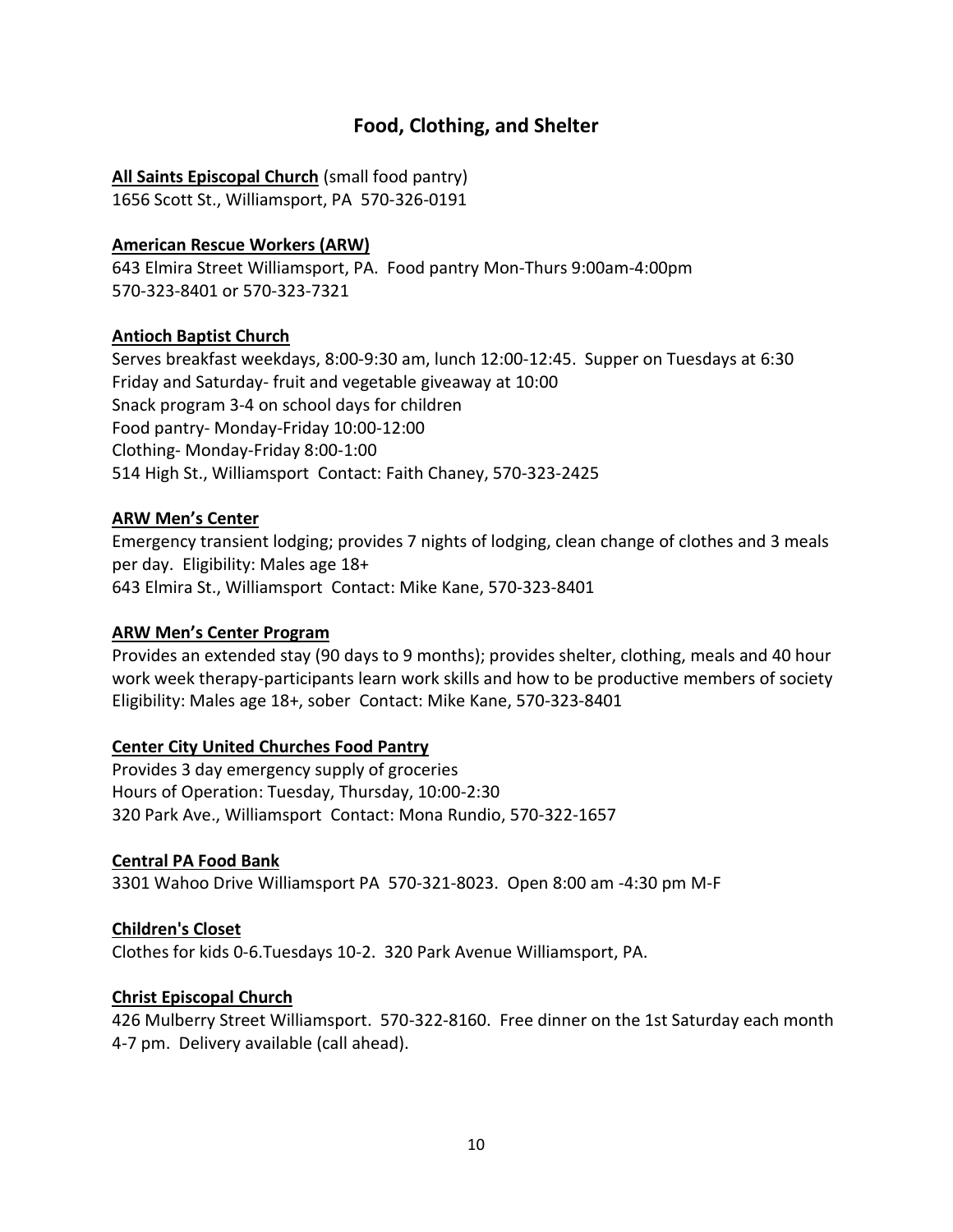## Food, Clothing, and Shelter

**All Saints Episcopal Church** (small food pantry)
1656 Scott St., Williamsport, PA 570-326-0191

**American Rescue Workers (ARW)**
643 Elmira Street Williamsport, PA. Food pantry Mon-Thurs 9:00am-4:00pm
570-323-8401 or 570-323-7321

**Antioch Baptist Church**
Serves breakfast weekdays, 8:00-9:30 am, lunch 12:00-12:45. Supper on Tuesdays at 6:30
Friday and Saturday- fruit and vegetable giveaway at 10:00
Snack program 3-4 on school days for children
Food pantry- Monday-Friday 10:00-12:00
Clothing- Monday-Friday 8:00-1:00
514 High St., Williamsport Contact: Faith Chaney, 570-323-2425

**ARW Men's Center**
Emergency transient lodging; provides 7 nights of lodging, clean change of clothes and 3 meals per day. Eligibility: Males age 18+
643 Elmira St., Williamsport Contact: Mike Kane, 570-323-8401

**ARW Men's Center Program**
Provides an extended stay (90 days to 9 months); provides shelter, clothing, meals and 40 hour work week therapy-participants learn work skills and how to be productive members of society
Eligibility: Males age 18+, sober Contact: Mike Kane, 570-323-8401

**Center City United Churches Food Pantry**
Provides 3 day emergency supply of groceries
Hours of Operation: Tuesday, Thursday, 10:00-2:30
320 Park Ave., Williamsport Contact: Mona Rundio, 570-322-1657

**Central PA Food Bank**
3301 Wahoo Drive Williamsport PA 570-321-8023. Open 8:00 am -4:30 pm M-F

**Children's Closet**
Clothes for kids 0-6.Tuesdays 10-2. 320 Park Avenue Williamsport, PA.

**Christ Episcopal Church**
426 Mulberry Street Williamsport. 570-322-8160. Free dinner on the 1st Saturday each month 4-7 pm. Delivery available (call ahead).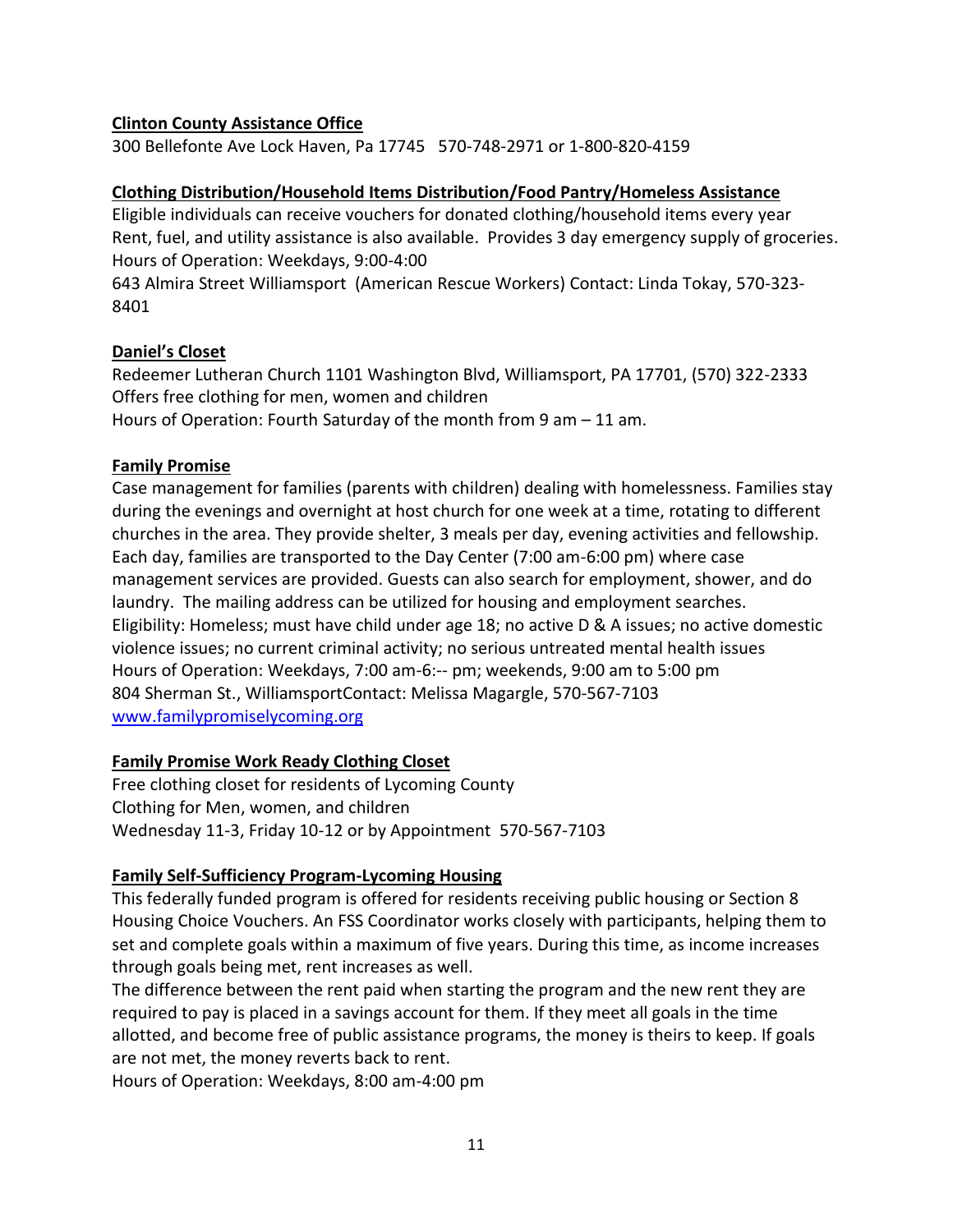**<u>Clinton County Assistance Office</u>**

300 Bellefonte Ave Lock Haven, Pa 17745 570-748-2971 or 1-800-820-4159

**<u>Clothing Distribution/Household Items Distribution/Food Pantry/Homeless Assistance</u>**

Eligible individuals can receive vouchers for donated clothing/household items every year Rent, fuel, and utility assistance is also available. Provides 3 day emergency supply of groceries.
Hours of Operation: Weekdays, 9:00-4:00
643 Almira Street Williamsport (American Rescue Workers) Contact: Linda Tokay, 570-323-8401

**<u>Daniel's Closet</u>**

Redeemer Lutheran Church 1101 Washington Blvd, Williamsport, PA 17701, (570) 322-2333
Offers free clothing for men, women and children
Hours of Operation: Fourth Saturday of the month from 9 am – 11 am.

**<u>Family Promise</u>**

Case management for families (parents with children) dealing with homelessness. Families stay during the evenings and overnight at host church for one week at a time, rotating to different churches in the area. They provide shelter, 3 meals per day, evening activities and fellowship. Each day, families are transported to the Day Center (7:00 am-6:00 pm) where case management services are provided. Guests can also search for employment, shower, and do laundry. The mailing address can be utilized for housing and employment searches.
Eligibility: Homeless; must have child under age 18; no active D & A issues; no active domestic violence issues; no current criminal activity; no serious untreated mental health issues
Hours of Operation: Weekdays, 7:00 am-6:-- pm; weekends, 9:00 am to 5:00 pm
804 Sherman St., WilliamsportContact: Melissa Magargle, 570-567-7103
[www.familypromiselycoming.org](http://www.familypromiselycoming.org)

**<u>Family Promise Work Ready Clothing Closet</u>**

Free clothing closet for residents of Lycoming County
Clothing for Men, women, and children
Wednesday 11-3, Friday 10-12 or by Appointment 570-567-7103

**<u>Family Self-Sufficiency Program-Lycoming Housing</u>**

This federally funded program is offered for residents receiving public housing or Section 8 Housing Choice Vouchers. An FSS Coordinator works closely with participants, helping them to set and complete goals within a maximum of five years. During this time, as income increases through goals being met, rent increases as well.
The difference between the rent paid when starting the program and the new rent they are required to pay is placed in a savings account for them. If they meet all goals in the time allotted, and become free of public assistance programs, the money is theirs to keep. If goals are not met, the money reverts back to rent.
Hours of Operation: Weekdays, 8:00 am-4:00 pm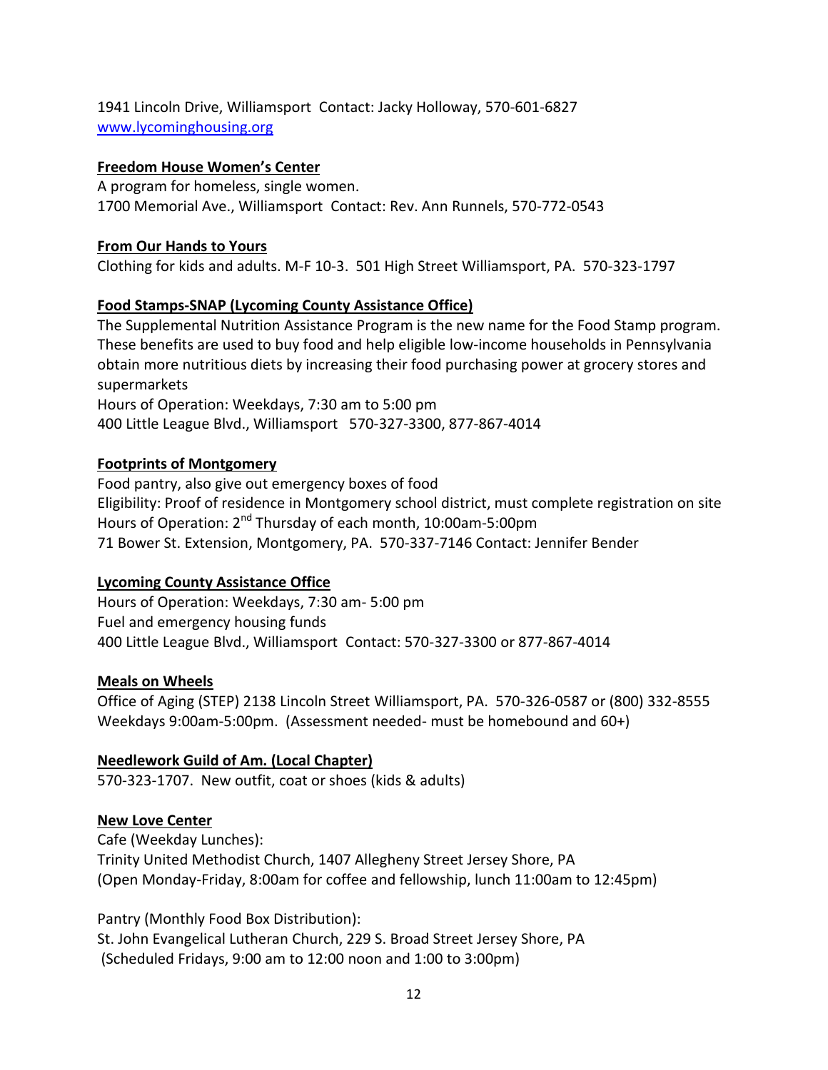1941 Lincoln Drive, Williamsport Contact: Jacky Holloway, 570-601-6827
[www.lycominghousing.org](http://www.lycominghousing.org)

**Freedom House Women's Center**

A program for homeless, single women.
1700 Memorial Ave., Williamsport Contact: Rev. Ann Runnels, 570-772-0543

**From Our Hands to Yours**

Clothing for kids and adults. M-F 10-3. 501 High Street Williamsport, PA. 570-323-1797

**Food Stamps-SNAP (Lycoming County Assistance Office)**

The Supplemental Nutrition Assistance Program is the new name for the Food Stamp program. These benefits are used to buy food and help eligible low-income households in Pennsylvania obtain more nutritious diets by increasing their food purchasing power at grocery stores and supermarkets
Hours of Operation: Weekdays, 7:30 am to 5:00 pm
400 Little League Blvd., Williamsport 570-327-3300, 877-867-4014

**Footprints of Montgomery**

Food pantry, also give out emergency boxes of food
Eligibility: Proof of residence in Montgomery school district, must complete registration on site
Hours of Operation: 2nd Thursday of each month, 10:00am-5:00pm
71 Bower St. Extension, Montgomery, PA. 570-337-7146 Contact: Jennifer Bender

**Lycoming County Assistance Office**

Hours of Operation: Weekdays, 7:30 am- 5:00 pm
Fuel and emergency housing funds
400 Little League Blvd., Williamsport Contact: 570-327-3300 or 877-867-4014

**Meals on Wheels**

Office of Aging (STEP) 2138 Lincoln Street Williamsport, PA. 570-326-0587 or (800) 332-8555
Weekdays 9:00am-5:00pm. (Assessment needed- must be homebound and 60+)

**Needlework Guild of Am. (Local Chapter)**

570-323-1707. New outfit, coat or shoes (kids & adults)

**New Love Center**

Cafe (Weekday Lunches):
Trinity United Methodist Church, 1407 Allegheny Street Jersey Shore, PA
(Open Monday-Friday, 8:00am for coffee and fellowship, lunch 11:00am to 12:45pm)

Pantry (Monthly Food Box Distribution):
St. John Evangelical Lutheran Church, 229 S. Broad Street Jersey Shore, PA
(Scheduled Fridays, 9:00 am to 12:00 noon and 1:00 to 3:00pm)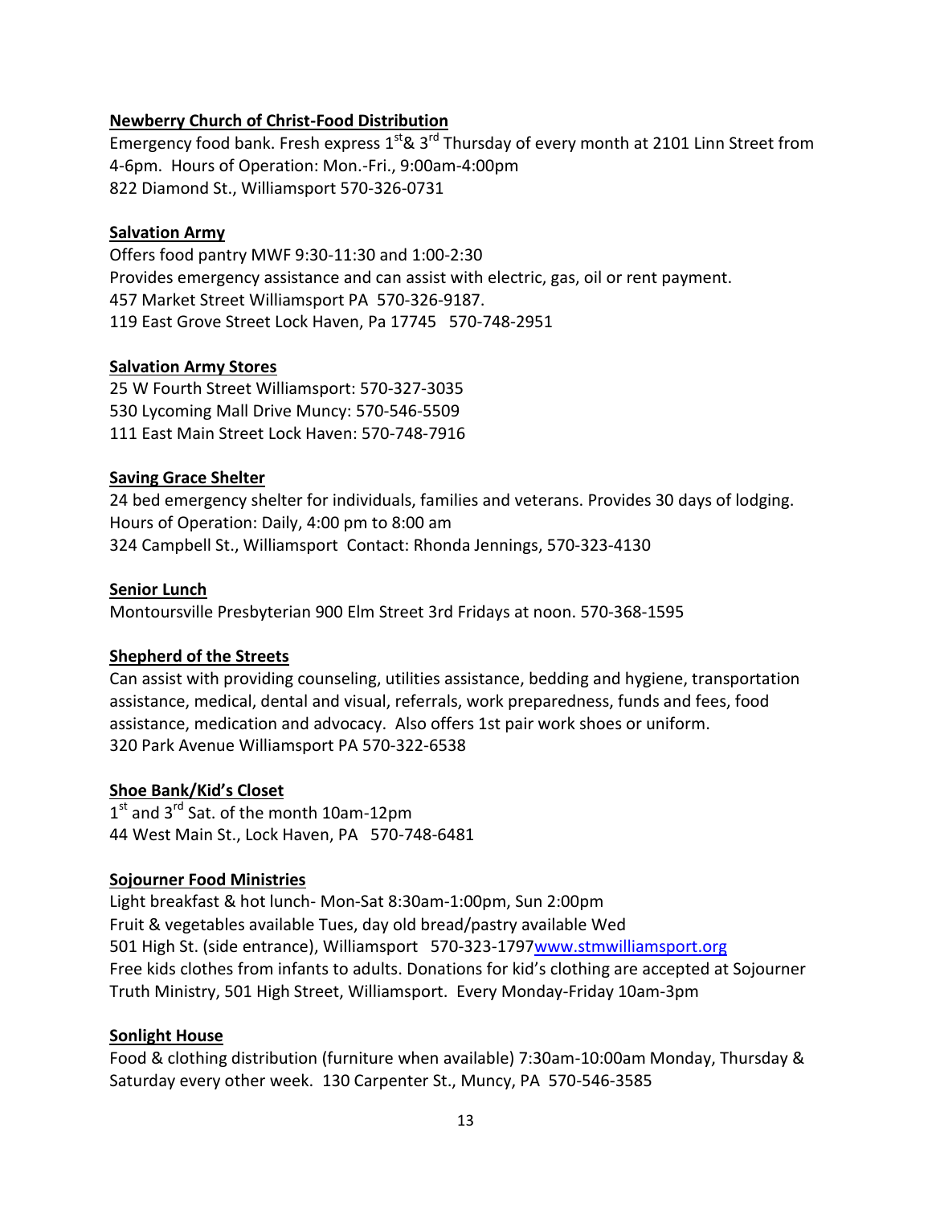**Newberry Church of Christ-Food Distribution**

Emergency food bank. Fresh express 1st& 3rd Thursday of every month at 2101 Linn Street from 4-6pm. Hours of Operation: Mon.-Fri., 9:00am-4:00pm
822 Diamond St., Williamsport 570-326-0731

**Salvation Army**

Offers food pantry MWF 9:30-11:30 and 1:00-2:30
Provides emergency assistance and can assist with electric, gas, oil or rent payment.
457 Market Street Williamsport PA 570-326-9187.
119 East Grove Street Lock Haven, Pa 17745 570-748-2951

**Salvation Army Stores**

25 W Fourth Street Williamsport: 570-327-3035
530 Lycoming Mall Drive Muncy: 570-546-5509
111 East Main Street Lock Haven: 570-748-7916

**Saving Grace Shelter**

24 bed emergency shelter for individuals, families and veterans. Provides 30 days of lodging.
Hours of Operation: Daily, 4:00 pm to 8:00 am
324 Campbell St., Williamsport Contact: Rhonda Jennings, 570-323-4130

**Senior Lunch**

Montoursville Presbyterian 900 Elm Street 3rd Fridays at noon. 570-368-1595

**Shepherd of the Streets**

Can assist with providing counseling, utilities assistance, bedding and hygiene, transportation assistance, medical, dental and visual, referrals, work preparedness, funds and fees, food assistance, medication and advocacy. Also offers 1st pair work shoes or uniform.
320 Park Avenue Williamsport PA 570-322-6538

**Shoe Bank/Kid's Closet**

1st and 3rd Sat. of the month 10am-12pm
44 West Main St., Lock Haven, PA 570-748-6481

**Sojourner Food Ministries**

Light breakfast & hot lunch- Mon-Sat 8:30am-1:00pm, Sun 2:00pm
Fruit & vegetables available Tues, day old bread/pastry available Wed
501 High St. (side entrance), Williamsport 570-323-1797www.stmwilliamsport.org
Free kids clothes from infants to adults. Donations for kid's clothing are accepted at Sojourner Truth Ministry, 501 High Street, Williamsport. Every Monday-Friday 10am-3pm

**Sonlight House**

Food & clothing distribution (furniture when available) 7:30am-10:00am Monday, Thursday & Saturday every other week. 130 Carpenter St., Muncy, PA 570-546-3585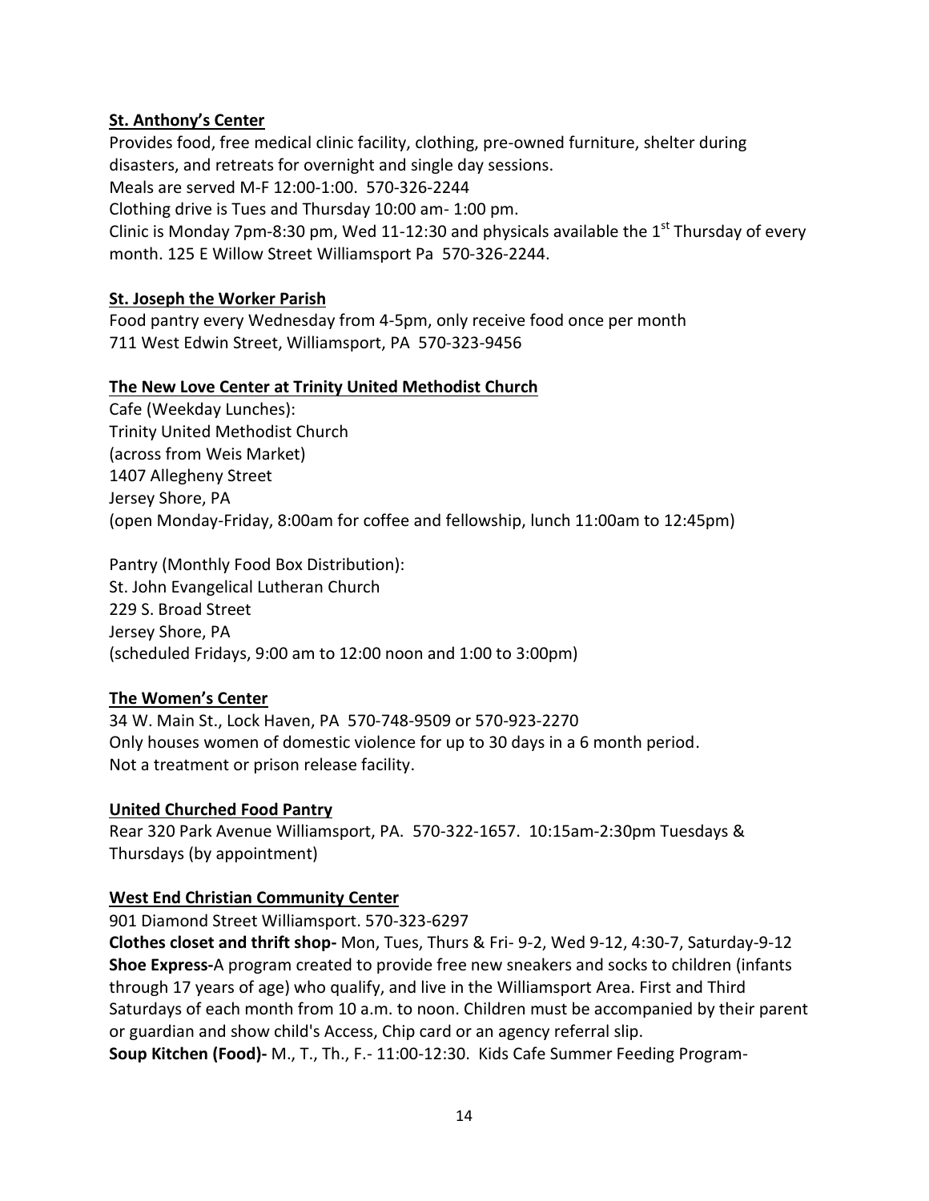**St. Anthony's Center**

Provides food, free medical clinic facility, clothing, pre-owned furniture, shelter during disasters, and retreats for overnight and single day sessions.
Meals are served M-F 12:00-1:00. 570-326-2244
Clothing drive is Tues and Thursday 10:00 am- 1:00 pm.
Clinic is Monday 7pm-8:30 pm, Wed 11-12:30 and physicals available the 1st Thursday of every month. 125 E Willow Street Williamsport Pa 570-326-2244.

**St. Joseph the Worker Parish**

Food pantry every Wednesday from 4-5pm, only receive food once per month
711 West Edwin Street, Williamsport, PA 570-323-9456

**The New Love Center at Trinity United Methodist Church**

Cafe (Weekday Lunches):
Trinity United Methodist Church
(across from Weis Market)
1407 Allegheny Street
Jersey Shore, PA
(open Monday-Friday, 8:00am for coffee and fellowship, lunch 11:00am to 12:45pm)

Pantry (Monthly Food Box Distribution):
St. John Evangelical Lutheran Church
229 S. Broad Street
Jersey Shore, PA
(scheduled Fridays, 9:00 am to 12:00 noon and 1:00 to 3:00pm)

**The Women's Center**

34 W. Main St., Lock Haven, PA 570-748-9509 or 570-923-2270
Only houses women of domestic violence for up to 30 days in a 6 month period.
Not a treatment or prison release facility.

**United Churched Food Pantry**

Rear 320 Park Avenue Williamsport, PA. 570-322-1657. 10:15am-2:30pm Tuesdays & Thursdays (by appointment)

**West End Christian Community Center**

901 Diamond Street Williamsport. 570-323-6297
**Clothes closet and thrift shop-** Mon, Tues, Thurs & Fri- 9-2, Wed 9-12, 4:30-7, Saturday-9-12
**Shoe Express-**A program created to provide free new sneakers and socks to children (infants through 17 years of age) who qualify, and live in the Williamsport Area. First and Third Saturdays of each month from 10 a.m. to noon. Children must be accompanied by their parent or guardian and show child's Access, Chip card or an agency referral slip.
**Soup Kitchen (Food)-** M., T., Th., F.- 11:00-12:30. Kids Cafe Summer Feeding Program-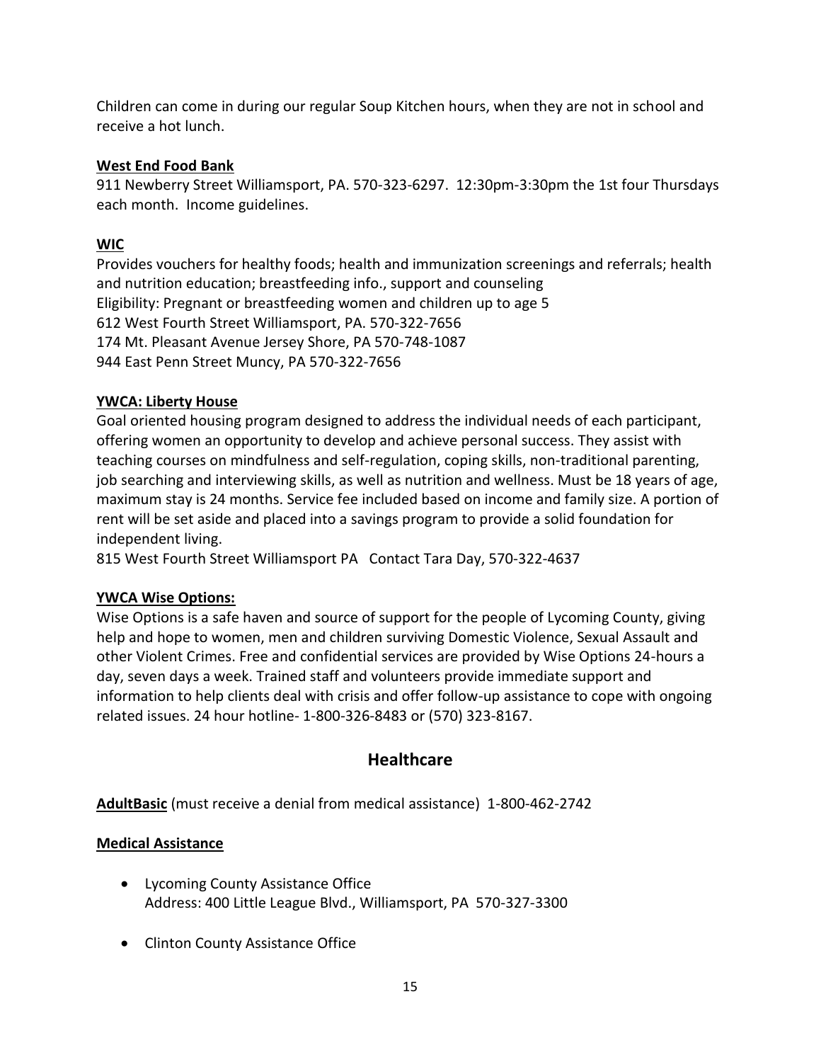Children can come in during our regular Soup Kitchen hours, when they are not in school and receive a hot lunch.

**West End Food Bank**

911 Newberry Street Williamsport, PA. 570-323-6297. 12:30pm-3:30pm the 1st four Thursdays each month. Income guidelines.

**WIC**

Provides vouchers for healthy foods; health and immunization screenings and referrals; health and nutrition education; breastfeeding info., support and counseling
Eligibility: Pregnant or breastfeeding women and children up to age 5
612 West Fourth Street Williamsport, PA. 570-322-7656
174 Mt. Pleasant Avenue Jersey Shore, PA 570-748-1087
944 East Penn Street Muncy, PA 570-322-7656

**YWCA: Liberty House**

Goal oriented housing program designed to address the individual needs of each participant, offering women an opportunity to develop and achieve personal success. They assist with teaching courses on mindfulness and self-regulation, coping skills, non-traditional parenting, job searching and interviewing skills, as well as nutrition and wellness. Must be 18 years of age, maximum stay is 24 months. Service fee included based on income and family size. A portion of rent will be set aside and placed into a savings program to provide a solid foundation for independent living.
815 West Fourth Street Williamsport PA Contact Tara Day, 570-322-4637

**YWCA Wise Options:**

Wise Options is a safe haven and source of support for the people of Lycoming County, giving help and hope to women, men and children surviving Domestic Violence, Sexual Assault and other Violent Crimes. Free and confidential services are provided by Wise Options 24-hours a day, seven days a week. Trained staff and volunteers provide immediate support and information to help clients deal with crisis and offer follow-up assistance to cope with ongoing related issues. 24 hour hotline- 1-800-326-8483 or (570) 323-8167.

## Healthcare

**AdultBasic** (must receive a denial from medical assistance) 1-800-462-2742

**Medical Assistance**

- Lycoming County Assistance Office
  Address: 400 Little League Blvd., Williamsport, PA 570-327-3300

- Clinton County Assistance Office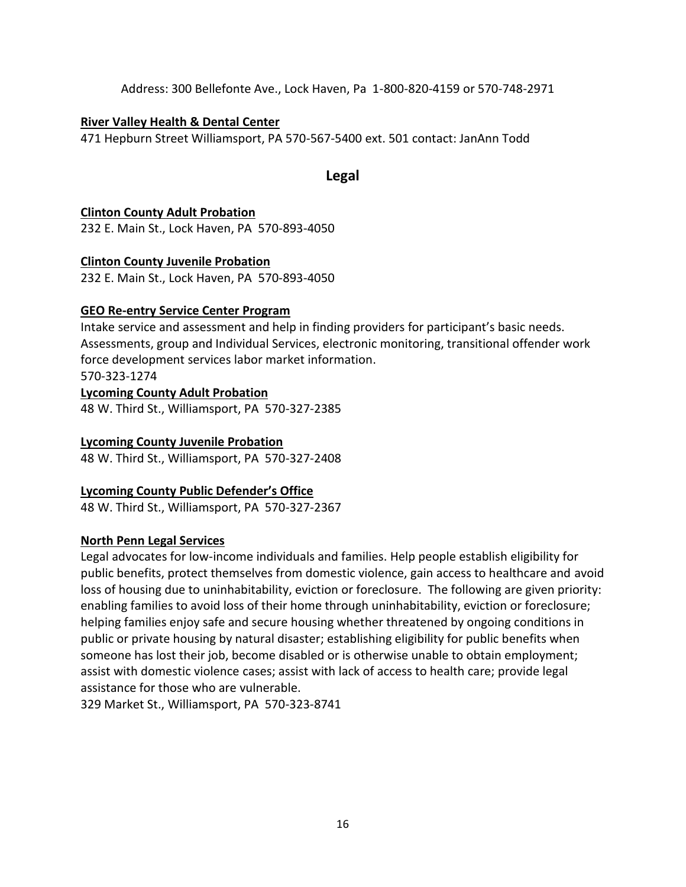Address: 300 Bellefonte Ave., Lock Haven, Pa 1-800-820-4159 or 570-748-2971

**River Valley Health & Dental Center**

471 Hepburn Street Williamsport, PA 570-567-5400 ext. 501 contact: JanAnn Todd

## Legal

**Clinton County Adult Probation**

232 E. Main St., Lock Haven, PA 570-893-4050

**Clinton County Juvenile Probation**

232 E. Main St., Lock Haven, PA 570-893-4050

**GEO Re-entry Service Center Program**

Intake service and assessment and help in finding providers for participant's basic needs. Assessments, group and Individual Services, electronic monitoring, transitional offender work force development services labor market information.

570-323-1274

**Lycoming County Adult Probation**

48 W. Third St., Williamsport, PA 570-327-2385

**Lycoming County Juvenile Probation**

48 W. Third St., Williamsport, PA 570-327-2408

**Lycoming County Public Defender's Office**

48 W. Third St., Williamsport, PA 570-327-2367

**North Penn Legal Services**

Legal advocates for low-income individuals and families. Help people establish eligibility for public benefits, protect themselves from domestic violence, gain access to healthcare and avoid loss of housing due to uninhabitability, eviction or foreclosure. The following are given priority: enabling families to avoid loss of their home through uninhabitability, eviction or foreclosure; helping families enjoy safe and secure housing whether threatened by ongoing conditions in public or private housing by natural disaster; establishing eligibility for public benefits when someone has lost their job, become disabled or is otherwise unable to obtain employment; assist with domestic violence cases; assist with lack of access to health care; provide legal assistance for those who are vulnerable.

329 Market St., Williamsport, PA 570-323-8741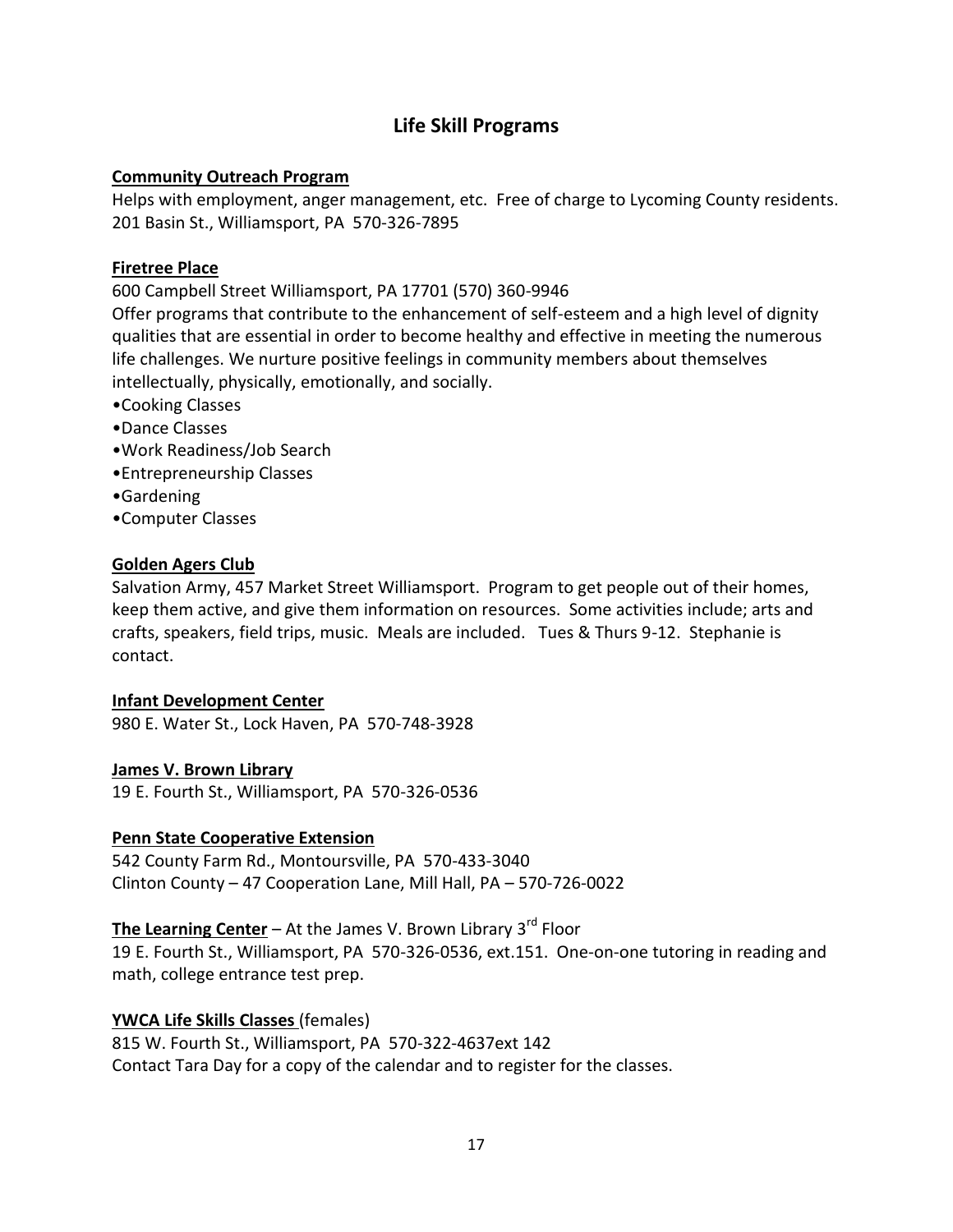# Life Skill Programs

**Community Outreach Program**
Helps with employment, anger management, etc. Free of charge to Lycoming County residents.
201 Basin St., Williamsport, PA 570-326-7895

**Firetree Place**
600 Campbell Street Williamsport, PA 17701 (570) 360-9946
Offer programs that contribute to the enhancement of self-esteem and a high level of dignity qualities that are essential in order to become healthy and effective in meeting the numerous life challenges. We nurture positive feelings in community members about themselves intellectually, physically, emotionally, and socially.

- Cooking Classes
- Dance Classes
- Work Readiness/Job Search
- Entrepreneurship Classes
- Gardening
- Computer Classes

**Golden Agers Club**
Salvation Army, 457 Market Street Williamsport. Program to get people out of their homes, keep them active, and give them information on resources. Some activities include; arts and crafts, speakers, field trips, music. Meals are included. Tues & Thurs 9-12. Stephanie is contact.

**Infant Development Center**
980 E. Water St., Lock Haven, PA 570-748-3928

**James V. Brown Library**
19 E. Fourth St., Williamsport, PA 570-326-0536

**Penn State Cooperative Extension**
542 County Farm Rd., Montoursville, PA 570-433-3040
Clinton County – 47 Cooperation Lane, Mill Hall, PA – 570-726-0022

**The Learning Center** – At the James V. Brown Library 3rd Floor
19 E. Fourth St., Williamsport, PA 570-326-0536, ext.151. One-on-one tutoring in reading and math, college entrance test prep.

**YWCA Life Skills Classes** (females)
815 W. Fourth St., Williamsport, PA 570-322-4637ext 142
Contact Tara Day for a copy of the calendar and to register for the classes.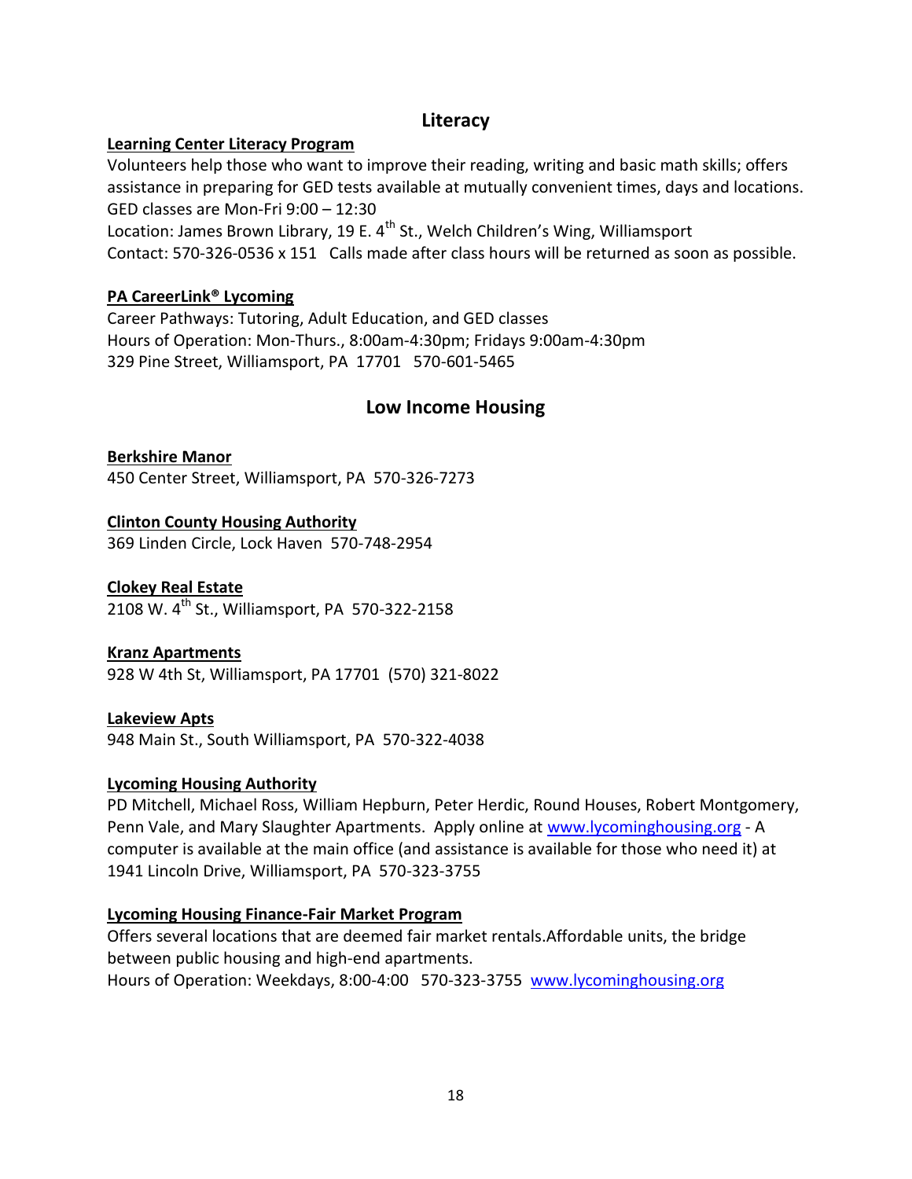## Literacy

**Learning Center Literacy Program**

Volunteers help those who want to improve their reading, writing and basic math skills; offers assistance in preparing for GED tests available at mutually convenient times, days and locations. GED classes are Mon-Fri 9:00 – 12:30
Location: James Brown Library, 19 E. 4th St., Welch Children's Wing, Williamsport
Contact: 570-326-0536 x 151 Calls made after class hours will be returned as soon as possible.

**PA CareerLink® Lycoming**

Career Pathways: Tutoring, Adult Education, and GED classes
Hours of Operation: Mon-Thurs., 8:00am-4:30pm; Fridays 9:00am-4:30pm
329 Pine Street, Williamsport, PA 17701 570-601-5465

## Low Income Housing

**Berkshire Manor**
450 Center Street, Williamsport, PA 570-326-7273

**Clinton County Housing Authority**
369 Linden Circle, Lock Haven 570-748-2954

**Clokey Real Estate**
2108 W. 4th St., Williamsport, PA 570-322-2158

**Kranz Apartments**
928 W 4th St, Williamsport, PA 17701 (570) 321-8022

**Lakeview Apts**
948 Main St., South Williamsport, PA 570-322-4038

**Lycoming Housing Authority**

PD Mitchell, Michael Ross, William Hepburn, Peter Herdic, Round Houses, Robert Montgomery, Penn Vale, and Mary Slaughter Apartments. Apply online at www.lycominghousing.org - A computer is available at the main office (and assistance is available for those who need it) at 1941 Lincoln Drive, Williamsport, PA 570-323-3755

**Lycoming Housing Finance-Fair Market Program**

Offers several locations that are deemed fair market rentals.Affordable units, the bridge between public housing and high-end apartments.
Hours of Operation: Weekdays, 8:00-4:00 570-323-3755 www.lycominghousing.org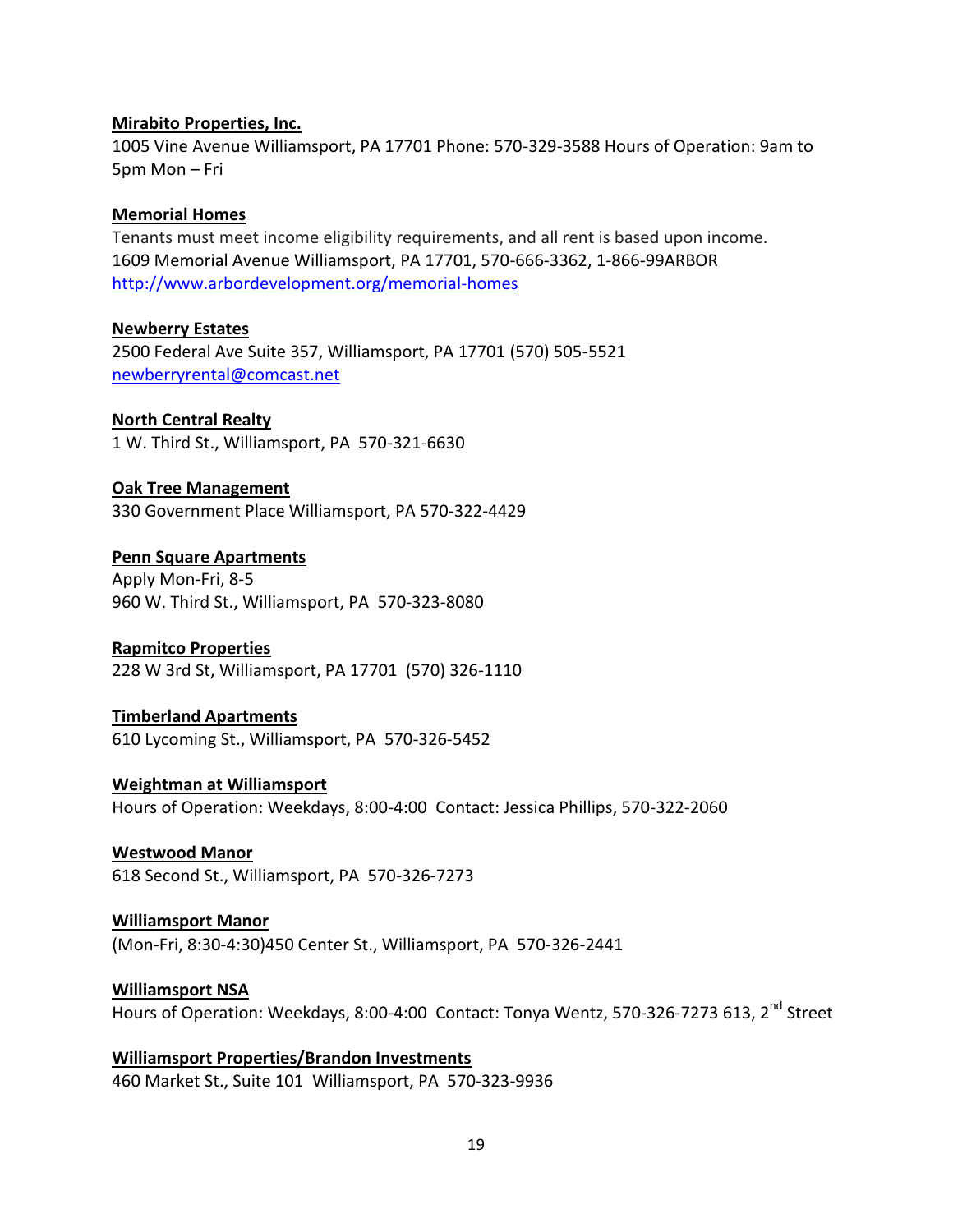**Mirabito Properties, Inc.**

1005 Vine Avenue Williamsport, PA 17701 Phone: 570-329-3588 Hours of Operation: 9am to 5pm Mon – Fri

**Memorial Homes**

Tenants must meet income eligibility requirements, and all rent is based upon income.
1609 Memorial Avenue Williamsport, PA 17701, 570-666-3362, 1-866-99ARBOR
http://www.arbordevelopment.org/memorial-homes

**Newberry Estates**

2500 Federal Ave Suite 357, Williamsport, PA 17701 (570) 505-5521
newberryrental@comcast.net

**North Central Realty**

1 W. Third St., Williamsport, PA 570-321-6630

**Oak Tree Management**

330 Government Place Williamsport, PA 570-322-4429

**Penn Square Apartments**

Apply Mon-Fri, 8-5
960 W. Third St., Williamsport, PA 570-323-8080

**Rapmitco Properties**

228 W 3rd St, Williamsport, PA 17701 (570) 326-1110

**Timberland Apartments**

610 Lycoming St., Williamsport, PA 570-326-5452

**Weightman at Williamsport**

Hours of Operation: Weekdays, 8:00-4:00 Contact: Jessica Phillips, 570-322-2060

**Westwood Manor**

618 Second St., Williamsport, PA 570-326-7273

**Williamsport Manor**

(Mon-Fri, 8:30-4:30)450 Center St., Williamsport, PA 570-326-2441

**Williamsport NSA**

Hours of Operation: Weekdays, 8:00-4:00 Contact: Tonya Wentz, 570-326-7273 613, 2nd Street

**Williamsport Properties/Brandon Investments**

460 Market St., Suite 101 Williamsport, PA 570-323-9936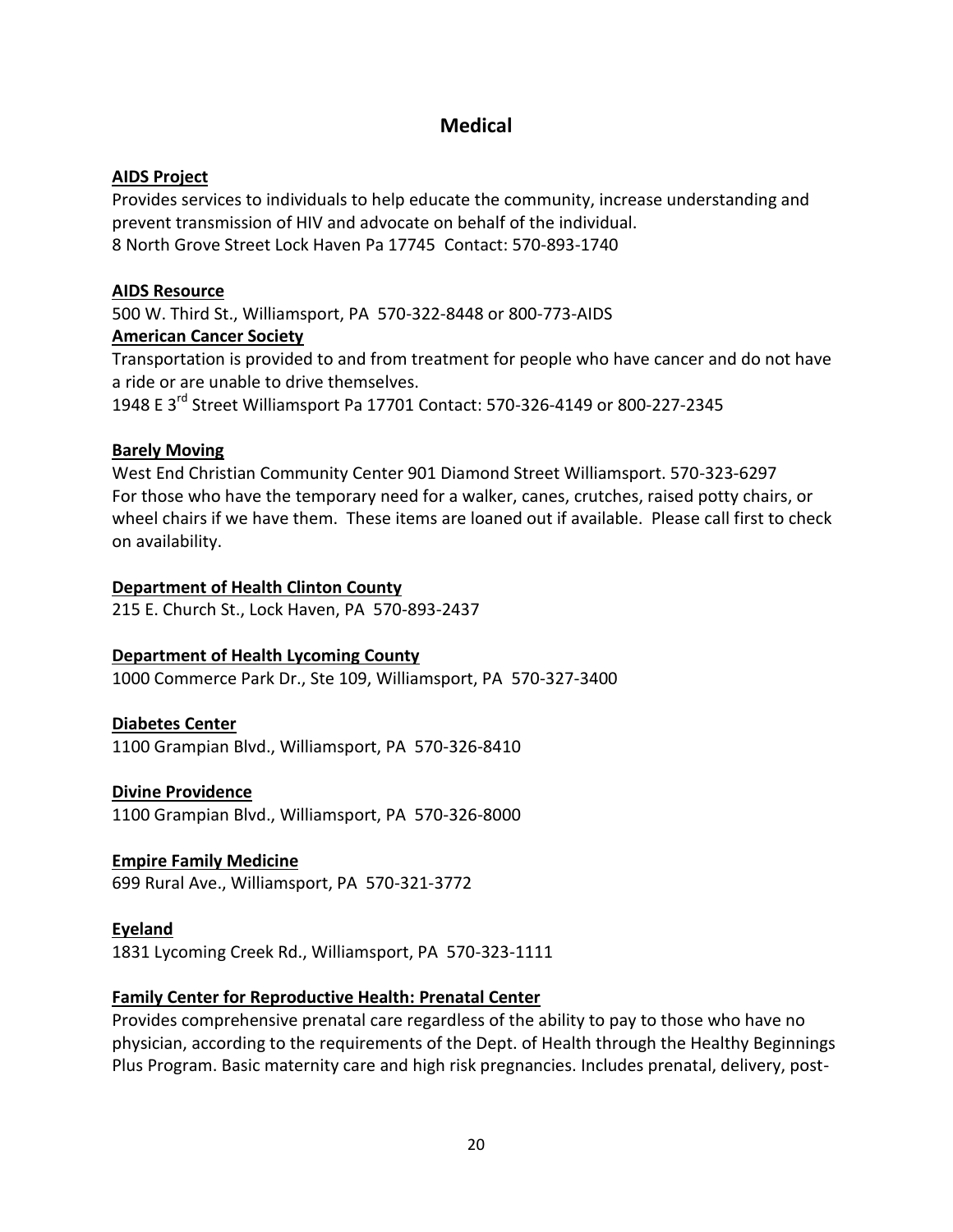# Medical

**AIDS Project**

Provides services to individuals to help educate the community, increase understanding and prevent transmission of HIV and advocate on behalf of the individual.
8 North Grove Street Lock Haven Pa 17745 Contact: 570-893-1740

**AIDS Resource**

500 W. Third St., Williamsport, PA 570-322-8448 or 800-773-AIDS

**American Cancer Society**

Transportation is provided to and from treatment for people who have cancer and do not have a ride or are unable to drive themselves.
1948 E 3rd Street Williamsport Pa 17701 Contact: 570-326-4149 or 800-227-2345

**Barely Moving**

West End Christian Community Center 901 Diamond Street Williamsport. 570-323-6297
For those who have the temporary need for a walker, canes, crutches, raised potty chairs, or wheel chairs if we have them. These items are loaned out if available. Please call first to check on availability.

**Department of Health Clinton County**

215 E. Church St., Lock Haven, PA 570-893-2437

**Department of Health Lycoming County**

1000 Commerce Park Dr., Ste 109, Williamsport, PA 570-327-3400

**Diabetes Center**

1100 Grampian Blvd., Williamsport, PA 570-326-8410

**Divine Providence**

1100 Grampian Blvd., Williamsport, PA 570-326-8000

**Empire Family Medicine**

699 Rural Ave., Williamsport, PA 570-321-3772

**Eyeland**

1831 Lycoming Creek Rd., Williamsport, PA 570-323-1111

**Family Center for Reproductive Health: Prenatal Center**

Provides comprehensive prenatal care regardless of the ability to pay to those who have no physician, according to the requirements of the Dept. of Health through the Healthy Beginnings Plus Program. Basic maternity care and high risk pregnancies. Includes prenatal, delivery, post-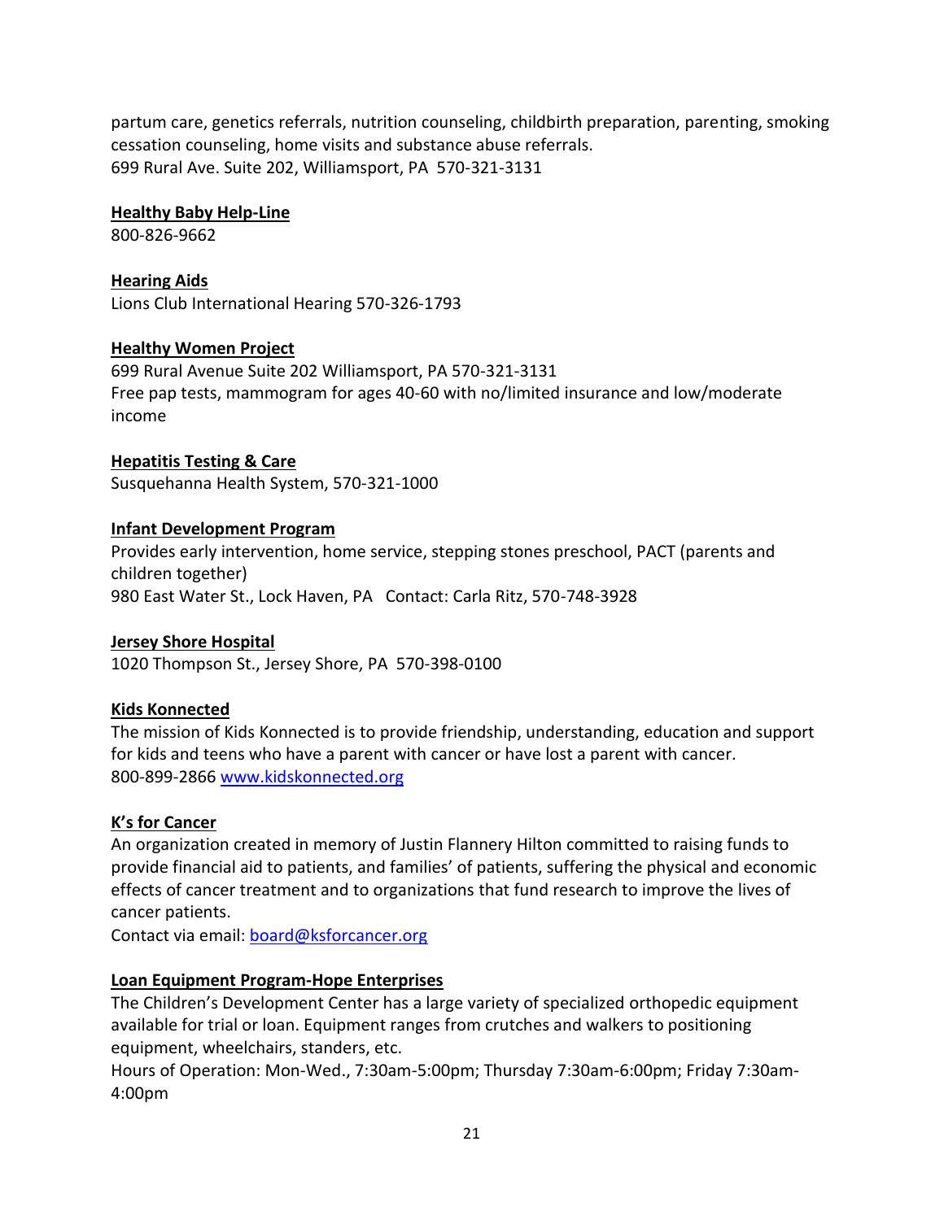partum care, genetics referrals, nutrition counseling, childbirth preparation, parenting, smoking cessation counseling, home visits and substance abuse referrals.
699 Rural Ave. Suite 202, Williamsport, PA 570-321-3131

**Healthy Baby Help-Line**
800-826-9662

**Hearing Aids**
Lions Club International Hearing 570-326-1793

**Healthy Women Project**
699 Rural Avenue Suite 202 Williamsport, PA 570-321-3131
Free pap tests, mammogram for ages 40-60 with no/limited insurance and low/moderate income

**Hepatitis Testing & Care**
Susquehanna Health System, 570-321-1000

**Infant Development Program**
Provides early intervention, home service, stepping stones preschool, PACT (parents and children together)
980 East Water St., Lock Haven, PA Contact: Carla Ritz, 570-748-3928

**Jersey Shore Hospital**
1020 Thompson St., Jersey Shore, PA 570-398-0100

**Kids Konnected**
The mission of Kids Konnected is to provide friendship, understanding, education and support for kids and teens who have a parent with cancer or have lost a parent with cancer.
800-899-2866 [www.kidskonnected.org](http://www.kidskonnected.org)

**K's for Cancer**
An organization created in memory of Justin Flannery Hilton committed to raising funds to provide financial aid to patients, and families' of patients, suffering the physical and economic effects of cancer treatment and to organizations that fund research to improve the lives of cancer patients.
Contact via email: [board@ksforcancer.org](mailto:board@ksforcancer.org)

**Loan Equipment Program-Hope Enterprises**
The Children's Development Center has a large variety of specialized orthopedic equipment available for trial or loan. Equipment ranges from crutches and walkers to positioning equipment, wheelchairs, standers, etc.
Hours of Operation: Mon-Wed., 7:30am-5:00pm; Thursday 7:30am-6:00pm; Friday 7:30am-4:00pm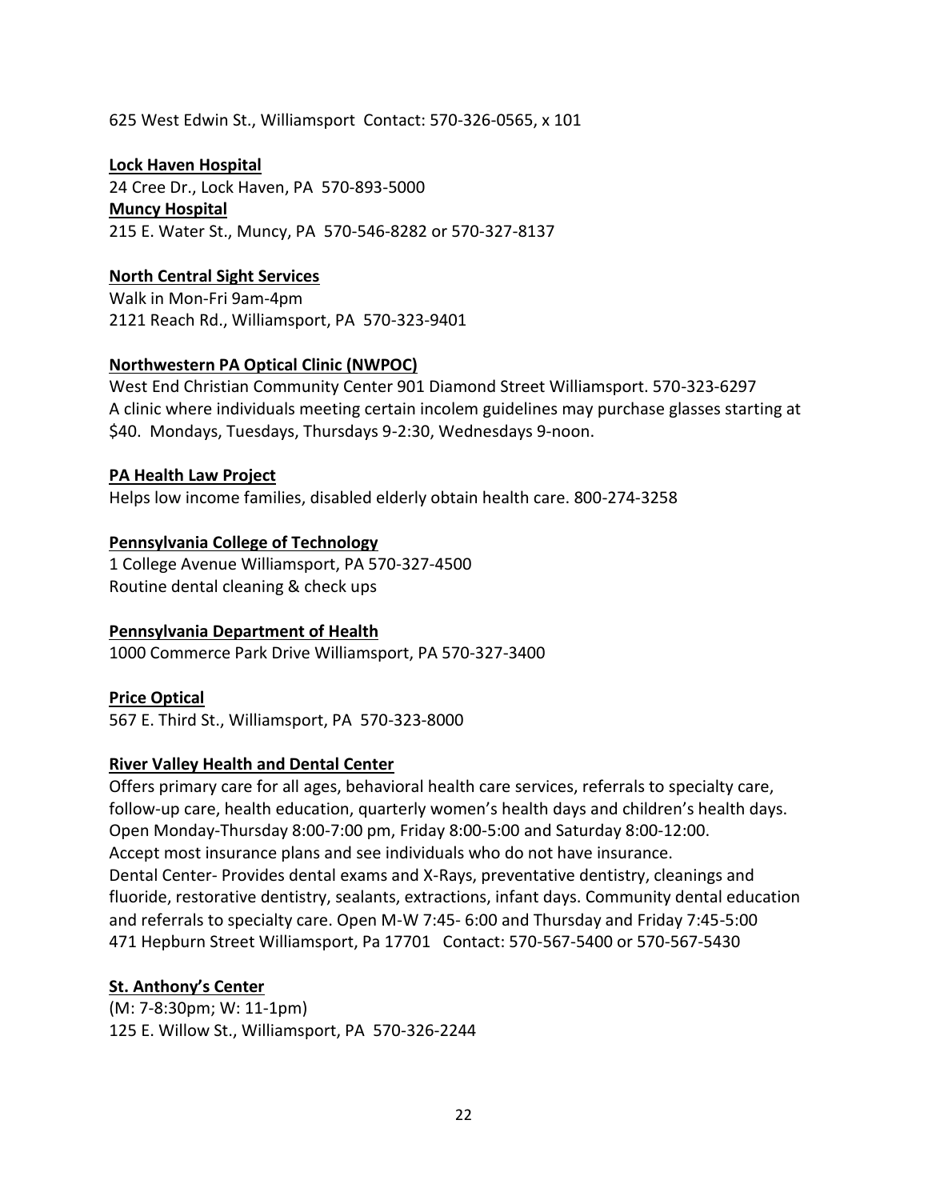625 West Edwin St., Williamsport  Contact: 570-326-0565, x 101

**Lock Haven Hospital**
24 Cree Dr., Lock Haven, PA  570-893-5000
**Muncy Hospital**
215 E. Water St., Muncy, PA  570-546-8282 or 570-327-8137

**North Central Sight Services**
Walk in Mon-Fri 9am-4pm
2121 Reach Rd., Williamsport, PA  570-323-9401

**Northwestern PA Optical Clinic (NWPOC)**
West End Christian Community Center 901 Diamond Street Williamsport. 570-323-6297
A clinic where individuals meeting certain incolem guidelines may purchase glasses starting at $40.  Mondays, Tuesdays, Thursdays 9-2:30, Wednesdays 9-noon.

**PA Health Law Project**
Helps low income families, disabled elderly obtain health care. 800-274-3258

**Pennsylvania College of Technology**
1 College Avenue Williamsport, PA 570-327-4500
Routine dental cleaning & check ups

**Pennsylvania Department of Health**
1000 Commerce Park Drive Williamsport, PA 570-327-3400

**Price Optical**
567 E. Third St., Williamsport, PA  570-323-8000

**River Valley Health and Dental Center**
Offers primary care for all ages, behavioral health care services, referrals to specialty care, follow-up care, health education, quarterly women's health days and children's health days. Open Monday-Thursday 8:00-7:00 pm, Friday 8:00-5:00 and Saturday 8:00-12:00.
Accept most insurance plans and see individuals who do not have insurance.
Dental Center- Provides dental exams and X-Rays, preventative dentistry, cleanings and fluoride, restorative dentistry, sealants, extractions, infant days. Community dental education and referrals to specialty care. Open M-W 7:45- 6:00 and Thursday and Friday 7:45-5:00
471 Hepburn Street Williamsport, Pa 17701   Contact: 570-567-5400 or 570-567-5430

**St. Anthony's Center**
(M: 7-8:30pm; W: 11-1pm)
125 E. Willow St., Williamsport, PA  570-326-2244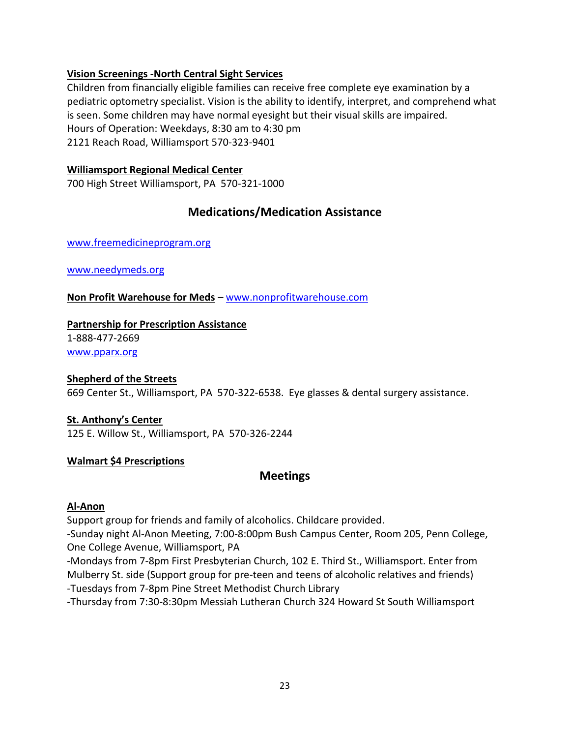**Vision Screenings -North Central Sight Services**

Children from financially eligible families can receive free complete eye examination by a pediatric optometry specialist. Vision is the ability to identify, interpret, and comprehend what is seen. Some children may have normal eyesight but their visual skills are impaired.
Hours of Operation: Weekdays, 8:30 am to 4:30 pm
2121 Reach Road, Williamsport 570-323-9401

**Williamsport Regional Medical Center**

700 High Street Williamsport, PA 570-321-1000

## Medications/Medication Assistance

www.freemedicineprogram.org

www.needymeds.org

**Non Profit Warehouse for Meds** – www.nonprofitwarehouse.com

**Partnership for Prescription Assistance**

1-888-477-2669
www.pparx.org

**Shepherd of the Streets**

669 Center St., Williamsport, PA 570-322-6538. Eye glasses & dental surgery assistance.

**St. Anthony's Center**

125 E. Willow St., Williamsport, PA 570-326-2244

**Walmart $4 Prescriptions**

## Meetings

**Al-Anon**

Support group for friends and family of alcoholics. Childcare provided.
-Sunday night Al-Anon Meeting, 7:00-8:00pm Bush Campus Center, Room 205, Penn College, One College Avenue, Williamsport, PA
-Mondays from 7-8pm First Presbyterian Church, 102 E. Third St., Williamsport. Enter from Mulberry St. side (Support group for pre-teen and teens of alcoholic relatives and friends)
-Tuesdays from 7-8pm Pine Street Methodist Church Library
-Thursday from 7:30-8:30pm Messiah Lutheran Church 324 Howard St South Williamsport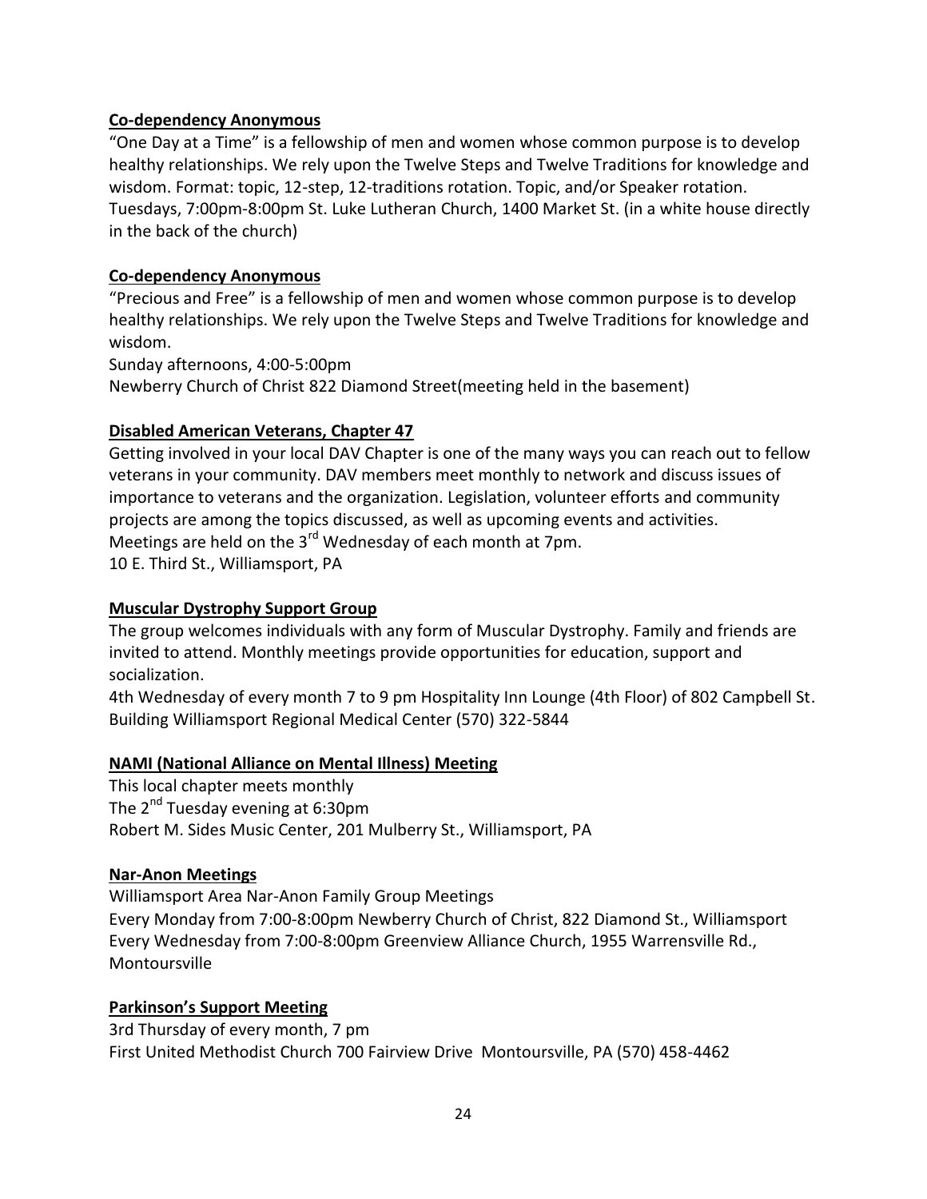**Co-dependency Anonymous**

"One Day at a Time" is a fellowship of men and women whose common purpose is to develop healthy relationships. We rely upon the Twelve Steps and Twelve Traditions for knowledge and wisdom. Format: topic, 12-step, 12-traditions rotation. Topic, and/or Speaker rotation. Tuesdays, 7:00pm-8:00pm St. Luke Lutheran Church, 1400 Market St. (in a white house directly in the back of the church)

**Co-dependency Anonymous**

"Precious and Free" is a fellowship of men and women whose common purpose is to develop healthy relationships. We rely upon the Twelve Steps and Twelve Traditions for knowledge and wisdom.

Sunday afternoons, 4:00-5:00pm

Newberry Church of Christ 822 Diamond Street(meeting held in the basement)

**Disabled American Veterans, Chapter 47**

Getting involved in your local DAV Chapter is one of the many ways you can reach out to fellow veterans in your community. DAV members meet monthly to network and discuss issues of importance to veterans and the organization. Legislation, volunteer efforts and community projects are among the topics discussed, as well as upcoming events and activities.

Meetings are held on the 3rd Wednesday of each month at 7pm.

10 E. Third St., Williamsport, PA

**Muscular Dystrophy Support Group**

The group welcomes individuals with any form of Muscular Dystrophy. Family and friends are invited to attend. Monthly meetings provide opportunities for education, support and socialization.

4th Wednesday of every month 7 to 9 pm Hospitality Inn Lounge (4th Floor) of 802 Campbell St. Building Williamsport Regional Medical Center (570) 322-5844

**NAMI (National Alliance on Mental Illness) Meeting**

This local chapter meets monthly

The 2nd Tuesday evening at 6:30pm

Robert M. Sides Music Center, 201 Mulberry St., Williamsport, PA

**Nar-Anon Meetings**

Williamsport Area Nar-Anon Family Group Meetings

Every Monday from 7:00-8:00pm Newberry Church of Christ, 822 Diamond St., Williamsport

Every Wednesday from 7:00-8:00pm Greenview Alliance Church, 1955 Warrensville Rd., Montoursville

**Parkinson's Support Meeting**

3rd Thursday of every month, 7 pm

First United Methodist Church 700 Fairview Drive Montoursville, PA (570) 458-4462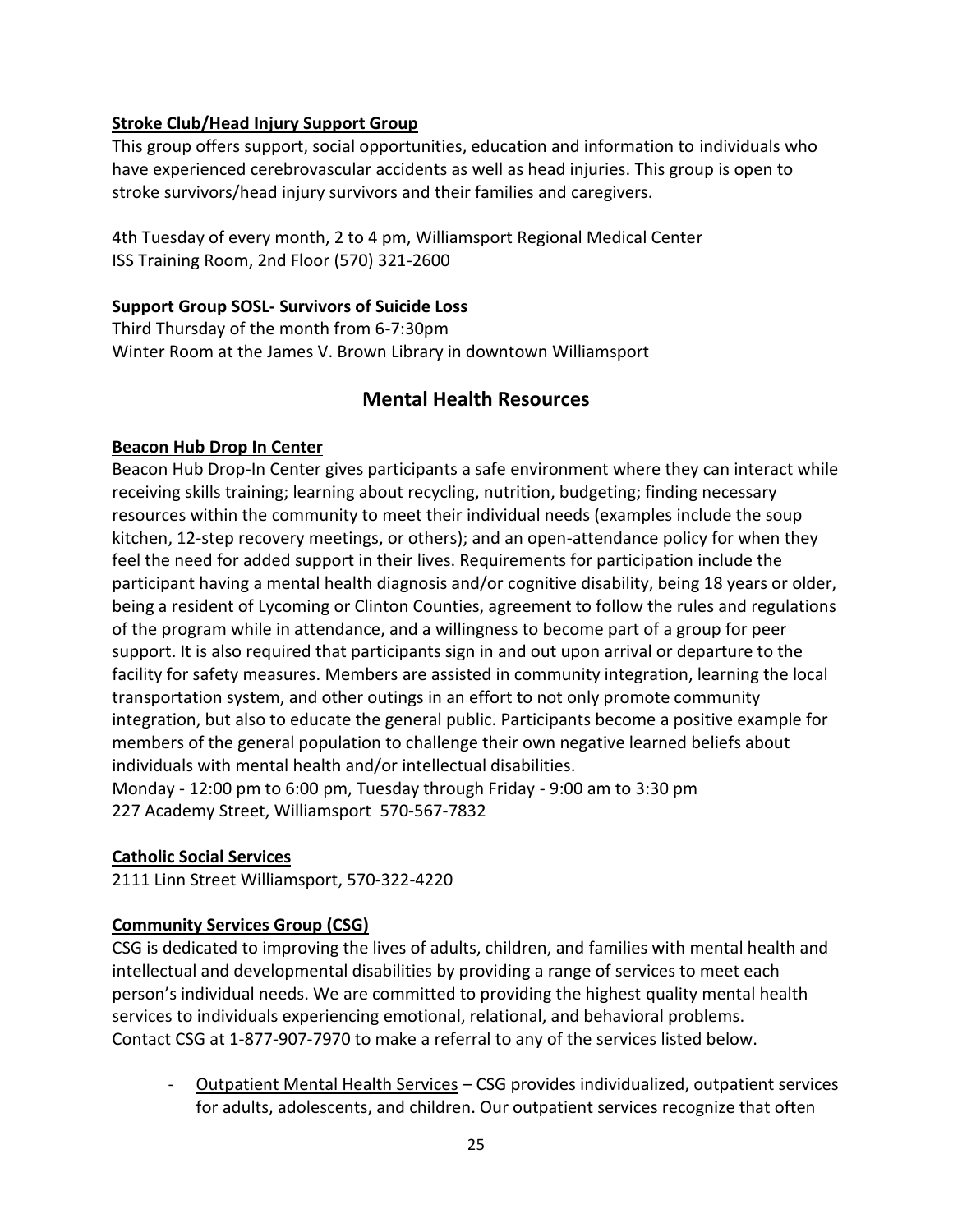**Stroke Club/Head Injury Support Group**

This group offers support, social opportunities, education and information to individuals who have experienced cerebrovascular accidents as well as head injuries. This group is open to stroke survivors/head injury survivors and their families and caregivers.

4th Tuesday of every month, 2 to 4 pm, Williamsport Regional Medical Center
ISS Training Room, 2nd Floor (570) 321-2600

**Support Group SOSL- Survivors of Suicide Loss**

Third Thursday of the month from 6-7:30pm
Winter Room at the James V. Brown Library in downtown Williamsport

## Mental Health Resources

**Beacon Hub Drop In Center**

Beacon Hub Drop-In Center gives participants a safe environment where they can interact while receiving skills training; learning about recycling, nutrition, budgeting; finding necessary resources within the community to meet their individual needs (examples include the soup kitchen, 12-step recovery meetings, or others); and an open-attendance policy for when they feel the need for added support in their lives. Requirements for participation include the participant having a mental health diagnosis and/or cognitive disability, being 18 years or older, being a resident of Lycoming or Clinton Counties, agreement to follow the rules and regulations of the program while in attendance, and a willingness to become part of a group for peer support. It is also required that participants sign in and out upon arrival or departure to the facility for safety measures. Members are assisted in community integration, learning the local transportation system, and other outings in an effort to not only promote community integration, but also to educate the general public. Participants become a positive example for members of the general population to challenge their own negative learned beliefs about individuals with mental health and/or intellectual disabilities.
Monday - 12:00 pm to 6:00 pm, Tuesday through Friday - 9:00 am to 3:30 pm
227 Academy Street, Williamsport 570-567-7832

**Catholic Social Services**

2111 Linn Street Williamsport, 570-322-4220

**Community Services Group (CSG)**

CSG is dedicated to improving the lives of adults, children, and families with mental health and intellectual and developmental disabilities by providing a range of services to meet each person's individual needs. We are committed to providing the highest quality mental health services to individuals experiencing emotional, relational, and behavioral problems.
Contact CSG at 1-877-907-7970 to make a referral to any of the services listed below.

- Outpatient Mental Health Services – CSG provides individualized, outpatient services for adults, adolescents, and children. Our outpatient services recognize that often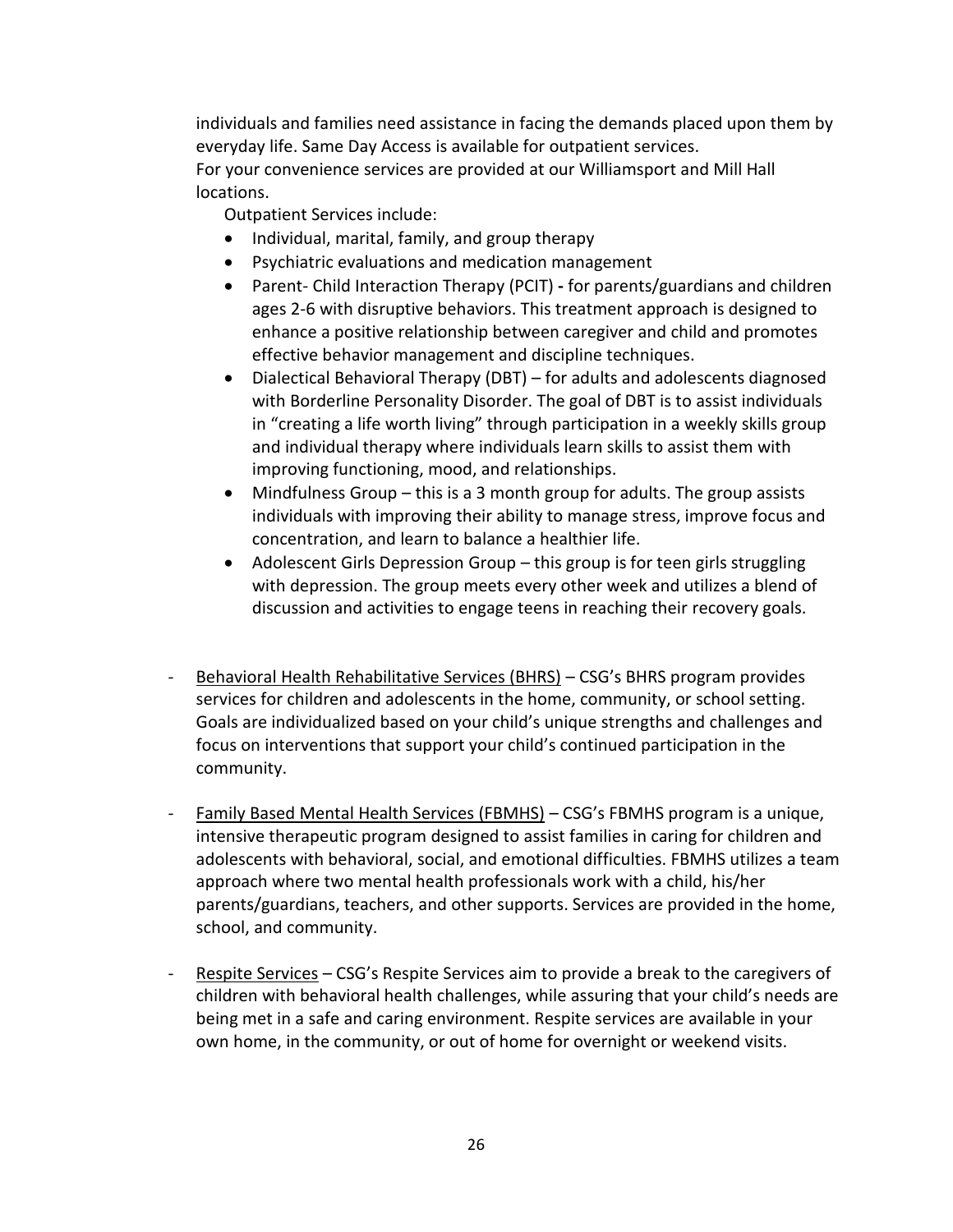individuals and families need assistance in facing the demands placed upon them by everyday life. Same Day Access is available for outpatient services.
For your convenience services are provided at our Williamsport and Mill Hall locations.

Outpatient Services include:

- Individual, marital, family, and group therapy
- Psychiatric evaluations and medication management
- Parent- Child Interaction Therapy (PCIT) **-** for parents/guardians and children ages 2-6 with disruptive behaviors. This treatment approach is designed to enhance a positive relationship between caregiver and child and promotes effective behavior management and discipline techniques.
- Dialectical Behavioral Therapy (DBT) – for adults and adolescents diagnosed with Borderline Personality Disorder. The goal of DBT is to assist individuals in "creating a life worth living" through participation in a weekly skills group and individual therapy where individuals learn skills to assist them with improving functioning, mood, and relationships.
- Mindfulness Group – this is a 3 month group for adults. The group assists individuals with improving their ability to manage stress, improve focus and concentration, and learn to balance a healthier life.
- Adolescent Girls Depression Group – this group is for teen girls struggling with depression. The group meets every other week and utilizes a blend of discussion and activities to engage teens in reaching their recovery goals.

- <u>Behavioral Health Rehabilitative Services (BHRS)</u> – CSG's BHRS program provides services for children and adolescents in the home, community, or school setting. Goals are individualized based on your child's unique strengths and challenges and focus on interventions that support your child's continued participation in the community.

- <u>Family Based Mental Health Services (FBMHS)</u> – CSG's FBMHS program is a unique, intensive therapeutic program designed to assist families in caring for children and adolescents with behavioral, social, and emotional difficulties. FBMHS utilizes a team approach where two mental health professionals work with a child, his/her parents/guardians, teachers, and other supports. Services are provided in the home, school, and community.

- <u>Respite Services</u> – CSG's Respite Services aim to provide a break to the caregivers of children with behavioral health challenges, while assuring that your child's needs are being met in a safe and caring environment. Respite services are available in your own home, in the community, or out of home for overnight or weekend visits.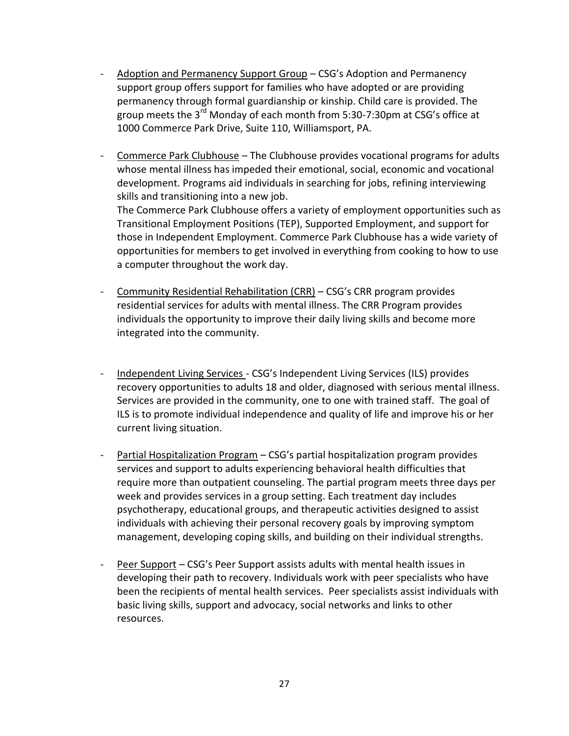- <u>Adoption and Permanency Support Group</u> – CSG's Adoption and Permanency support group offers support for families who have adopted or are providing permanency through formal guardianship or kinship. Child care is provided. The group meets the 3rd Monday of each month from 5:30-7:30pm at CSG's office at 1000 Commerce Park Drive, Suite 110, Williamsport, PA.

- <u>Commerce Park Clubhouse</u> – The Clubhouse provides vocational programs for adults whose mental illness has impeded their emotional, social, economic and vocational development. Programs aid individuals in searching for jobs, refining interviewing skills and transitioning into a new job.
  The Commerce Park Clubhouse offers a variety of employment opportunities such as Transitional Employment Positions (TEP), Supported Employment, and support for those in Independent Employment. Commerce Park Clubhouse has a wide variety of opportunities for members to get involved in everything from cooking to how to use a computer throughout the work day.

- <u>Community Residential Rehabilitation (CRR)</u> – CSG's CRR program provides residential services for adults with mental illness. The CRR Program provides individuals the opportunity to improve their daily living skills and become more integrated into the community.

- <u>Independent Living Services</u> - CSG's Independent Living Services (ILS) provides recovery opportunities to adults 18 and older, diagnosed with serious mental illness. Services are provided in the community, one to one with trained staff. The goal of ILS is to promote individual independence and quality of life and improve his or her current living situation.

- <u>Partial Hospitalization Program</u> – CSG's partial hospitalization program provides services and support to adults experiencing behavioral health difficulties that require more than outpatient counseling. The partial program meets three days per week and provides services in a group setting. Each treatment day includes psychotherapy, educational groups, and therapeutic activities designed to assist individuals with achieving their personal recovery goals by improving symptom management, developing coping skills, and building on their individual strengths.

- <u>Peer Support</u> – CSG's Peer Support assists adults with mental health issues in developing their path to recovery. Individuals work with peer specialists who have been the recipients of mental health services. Peer specialists assist individuals with basic living skills, support and advocacy, social networks and links to other resources.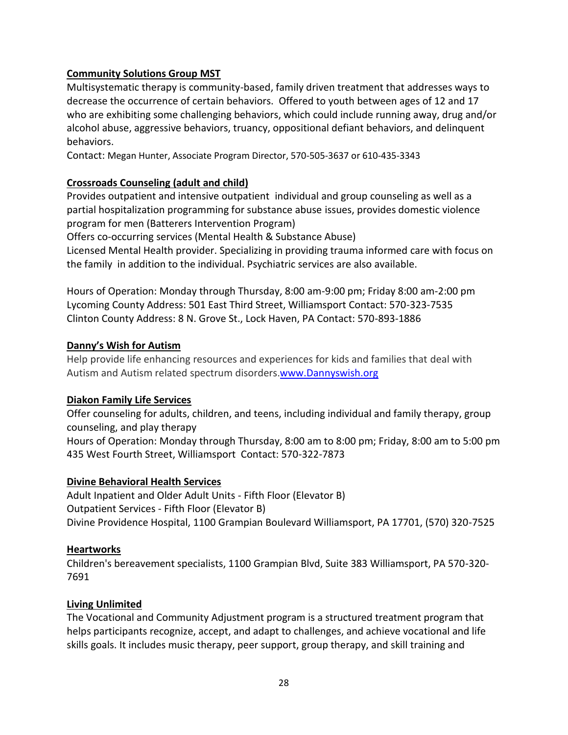**Community Solutions Group MST**

Multisystematic therapy is community-based, family driven treatment that addresses ways to decrease the occurrence of certain behaviors. Offered to youth between ages of 12 and 17 who are exhibiting some challenging behaviors, which could include running away, drug and/or alcohol abuse, aggressive behaviors, truancy, oppositional defiant behaviors, and delinquent behaviors.

Contact: Megan Hunter, Associate Program Director, 570-505-3637 or 610-435-3343

**Crossroads Counseling (adult and child)**

Provides outpatient and intensive outpatient individual and group counseling as well as a partial hospitalization programming for substance abuse issues, provides domestic violence program for men (Batterers Intervention Program)

Offers co-occurring services (Mental Health & Substance Abuse)

Licensed Mental Health provider. Specializing in providing trauma informed care with focus on the family in addition to the individual. Psychiatric services are also available.

Hours of Operation: Monday through Thursday, 8:00 am-9:00 pm; Friday 8:00 am-2:00 pm

Lycoming County Address: 501 East Third Street, Williamsport Contact: 570-323-7535

Clinton County Address: 8 N. Grove St., Lock Haven, PA Contact: 570-893-1886

**Danny's Wish for Autism**

Help provide life enhancing resources and experiences for kids and families that deal with Autism and Autism related spectrum disorders. www.Dannyswish.org

**Diakon Family Life Services**

Offer counseling for adults, children, and teens, including individual and family therapy, group counseling, and play therapy

Hours of Operation: Monday through Thursday, 8:00 am to 8:00 pm; Friday, 8:00 am to 5:00 pm

435 West Fourth Street, Williamsport Contact: 570-322-7873

**Divine Behavioral Health Services**

Adult Inpatient and Older Adult Units - Fifth Floor (Elevator B)

Outpatient Services - Fifth Floor (Elevator B)

Divine Providence Hospital, 1100 Grampian Boulevard Williamsport, PA 17701, (570) 320-7525

**Heartworks**

Children's bereavement specialists, 1100 Grampian Blvd, Suite 383 Williamsport, PA 570-320-7691

**Living Unlimited**

The Vocational and Community Adjustment program is a structured treatment program that helps participants recognize, accept, and adapt to challenges, and achieve vocational and life skills goals. It includes music therapy, peer support, group therapy, and skill training and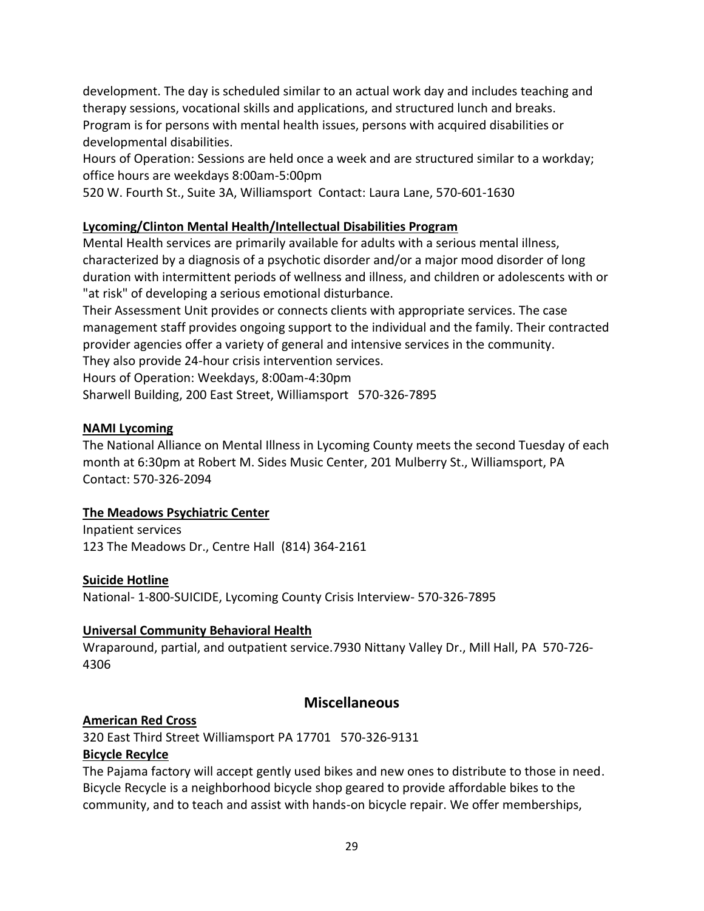development. The day is scheduled similar to an actual work day and includes teaching and therapy sessions, vocational skills and applications, and structured lunch and breaks. Program is for persons with mental health issues, persons with acquired disabilities or developmental disabilities.

Hours of Operation: Sessions are held once a week and are structured similar to a workday; office hours are weekdays 8:00am-5:00pm

520 W. Fourth St., Suite 3A, Williamsport Contact: Laura Lane, 570-601-1630

**Lycoming/Clinton Mental Health/Intellectual Disabilities Program**

Mental Health services are primarily available for adults with a serious mental illness, characterized by a diagnosis of a psychotic disorder and/or a major mood disorder of long duration with intermittent periods of wellness and illness, and children or adolescents with or "at risk" of developing a serious emotional disturbance.

Their Assessment Unit provides or connects clients with appropriate services. The case management staff provides ongoing support to the individual and the family. Their contracted provider agencies offer a variety of general and intensive services in the community.

They also provide 24-hour crisis intervention services.

Hours of Operation: Weekdays, 8:00am-4:30pm

Sharwell Building, 200 East Street, Williamsport 570-326-7895

**NAMI Lycoming**

The National Alliance on Mental Illness in Lycoming County meets the second Tuesday of each month at 6:30pm at Robert M. Sides Music Center, 201 Mulberry St., Williamsport, PA

Contact: 570-326-2094

**The Meadows Psychiatric Center**

Inpatient services

123 The Meadows Dr., Centre Hall (814) 364-2161

**Suicide Hotline**

National- 1-800-SUICIDE, Lycoming County Crisis Interview- 570-326-7895

**Universal Community Behavioral Health**

Wraparound, partial, and outpatient service.7930 Nittany Valley Dr., Mill Hall, PA 570-726-4306

## Miscellaneous

**American Red Cross**

320 East Third Street Williamsport PA 17701 570-326-9131

**Bicycle Recylce**

The Pajama factory will accept gently used bikes and new ones to distribute to those in need. Bicycle Recycle is a neighborhood bicycle shop geared to provide affordable bikes to the community, and to teach and assist with hands-on bicycle repair. We offer memberships,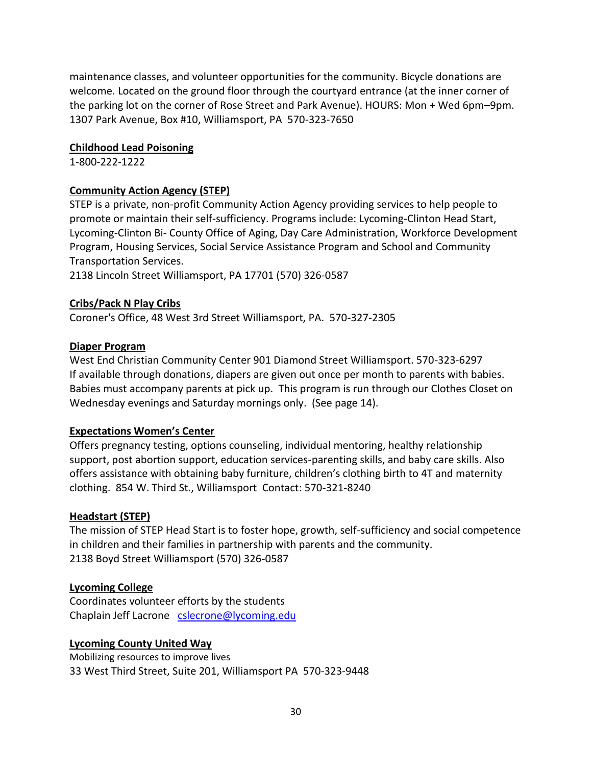maintenance classes, and volunteer opportunities for the community. Bicycle donations are welcome. Located on the ground floor through the courtyard entrance (at the inner corner of the parking lot on the corner of Rose Street and Park Avenue). HOURS: Mon + Wed 6pm–9pm. 1307 Park Avenue, Box #10, Williamsport, PA 570-323-7650

**Childhood Lead Poisoning**

1-800-222-1222

**Community Action Agency (STEP)**

STEP is a private, non-profit Community Action Agency providing services to help people to promote or maintain their self-sufficiency. Programs include: Lycoming-Clinton Head Start, Lycoming-Clinton Bi- County Office of Aging, Day Care Administration, Workforce Development Program, Housing Services, Social Service Assistance Program and School and Community Transportation Services.
2138 Lincoln Street Williamsport, PA 17701 (570) 326-0587

**Cribs/Pack N Play Cribs**

Coroner's Office, 48 West 3rd Street Williamsport, PA. 570-327-2305

**Diaper Program**

West End Christian Community Center 901 Diamond Street Williamsport. 570-323-6297
If available through donations, diapers are given out once per month to parents with babies. Babies must accompany parents at pick up. This program is run through our Clothes Closet on Wednesday evenings and Saturday mornings only. (See page 14).

**Expectations Women's Center**

Offers pregnancy testing, options counseling, individual mentoring, healthy relationship support, post abortion support, education services-parenting skills, and baby care skills. Also offers assistance with obtaining baby furniture, children's clothing birth to 4T and maternity clothing. 854 W. Third St., Williamsport Contact: 570-321-8240

**Headstart (STEP)**

The mission of STEP Head Start is to foster hope, growth, self-sufficiency and social competence in children and their families in partnership with parents and the community.
2138 Boyd Street Williamsport (570) 326-0587

**Lycoming College**

Coordinates volunteer efforts by the students
Chaplain Jeff Lacrone cslecrone@lycoming.edu

**Lycoming County United Way**

Mobilizing resources to improve lives
33 West Third Street, Suite 201, Williamsport PA 570-323-9448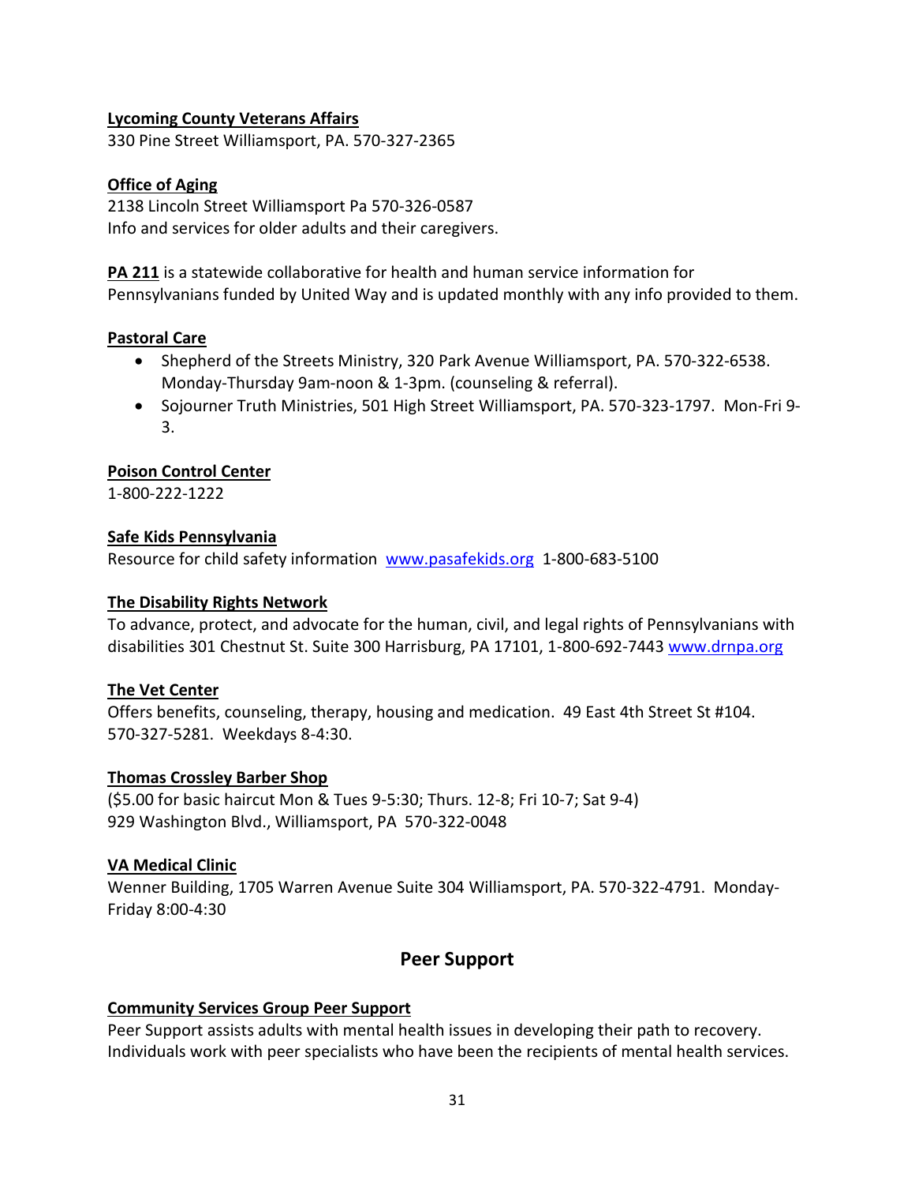**Lycoming County Veterans Affairs**
330 Pine Street Williamsport, PA. 570-327-2365

**Office of Aging**
2138 Lincoln Street Williamsport Pa 570-326-0587
Info and services for older adults and their caregivers.

**PA 211** is a statewide collaborative for health and human service information for Pennsylvanians funded by United Way and is updated monthly with any info provided to them.

**Pastoral Care**

- Shepherd of the Streets Ministry, 320 Park Avenue Williamsport, PA. 570-322-6538. Monday-Thursday 9am-noon & 1-3pm. (counseling & referral).
- Sojourner Truth Ministries, 501 High Street Williamsport, PA. 570-323-1797. Mon-Fri 9-3.

**Poison Control Center**
1-800-222-1222

**Safe Kids Pennsylvania**
Resource for child safety information [www.pasafekids.org](http://www.pasafekids.org) 1-800-683-5100

**The Disability Rights Network**
To advance, protect, and advocate for the human, civil, and legal rights of Pennsylvanians with disabilities 301 Chestnut St. Suite 300 Harrisburg, PA 17101, 1-800-692-7443 [www.drnpa.org](http://www.drnpa.org)

**The Vet Center**
Offers benefits, counseling, therapy, housing and medication. 49 East 4th Street St #104. 570-327-5281. Weekdays 8-4:30.

**Thomas Crossley Barber Shop**
($5.00 for basic haircut Mon & Tues 9-5:30; Thurs. 12-8; Fri 10-7; Sat 9-4)
929 Washington Blvd., Williamsport, PA 570-322-0048

**VA Medical Clinic**
Wenner Building, 1705 Warren Avenue Suite 304 Williamsport, PA. 570-322-4791. Monday-Friday 8:00-4:30

## Peer Support

**Community Services Group Peer Support**
Peer Support assists adults with mental health issues in developing their path to recovery. Individuals work with peer specialists who have been the recipients of mental health services.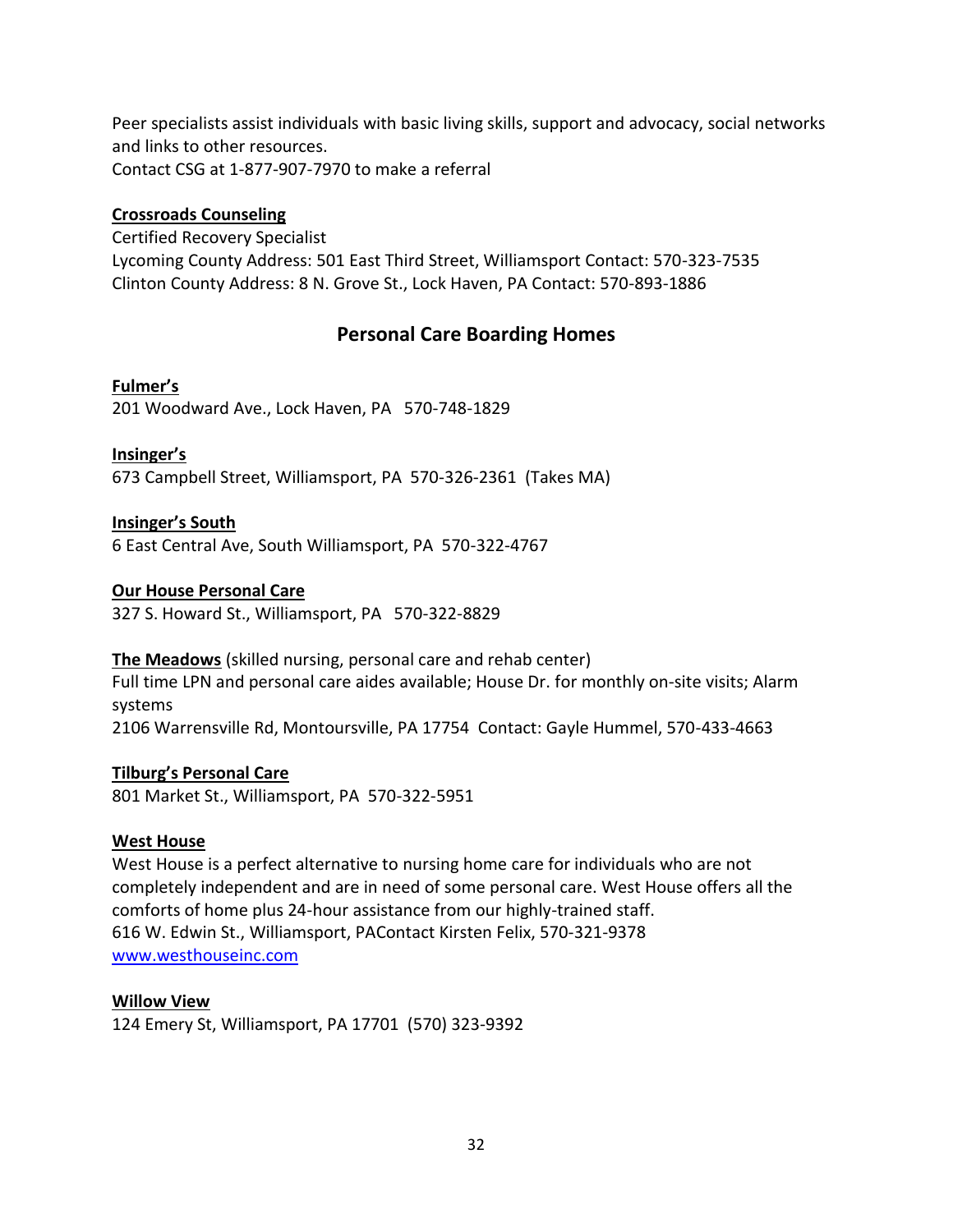Peer specialists assist individuals with basic living skills, support and advocacy, social networks and links to other resources.
Contact CSG at 1-877-907-7970 to make a referral

**Crossroads Counseling**
Certified Recovery Specialist
Lycoming County Address: 501 East Third Street, Williamsport Contact: 570-323-7535
Clinton County Address: 8 N. Grove St., Lock Haven, PA Contact: 570-893-1886

## Personal Care Boarding Homes

**Fulmer's**
201 Woodward Ave., Lock Haven, PA 570-748-1829

**Insinger's**
673 Campbell Street, Williamsport, PA 570-326-2361 (Takes MA)

**Insinger's South**
6 East Central Ave, South Williamsport, PA 570-322-4767

**Our House Personal Care**
327 S. Howard St., Williamsport, PA 570-322-8829

**The Meadows** (skilled nursing, personal care and rehab center)
Full time LPN and personal care aides available; House Dr. for monthly on-site visits; Alarm systems
2106 Warrensville Rd, Montoursville, PA 17754 Contact: Gayle Hummel, 570-433-4663

**Tilburg's Personal Care**
801 Market St., Williamsport, PA 570-322-5951

**West House**
West House is a perfect alternative to nursing home care for individuals who are not completely independent and are in need of some personal care. West House offers all the comforts of home plus 24-hour assistance from our highly-trained staff.
616 W. Edwin St., Williamsport, PAContact Kirsten Felix, 570-321-9378
www.westhouseinc.com

**Willow View**
124 Emery St, Williamsport, PA 17701 (570) 323-9392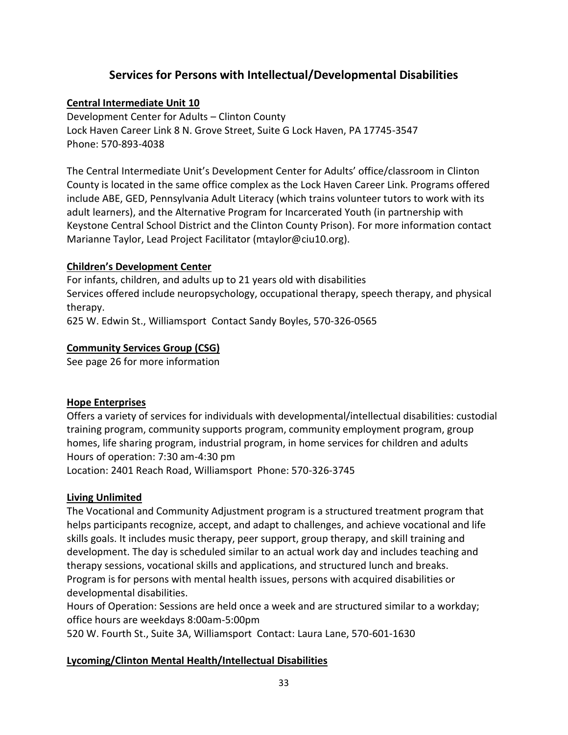# Services for Persons with Intellectual/Developmental Disabilities

**Central Intermediate Unit 10**

Development Center for Adults – Clinton County
Lock Haven Career Link 8 N. Grove Street, Suite G Lock Haven, PA 17745-3547
Phone: 570-893-4038

The Central Intermediate Unit's Development Center for Adults' office/classroom in Clinton County is located in the same office complex as the Lock Haven Career Link. Programs offered include ABE, GED, Pennsylvania Adult Literacy (which trains volunteer tutors to work with its adult learners), and the Alternative Program for Incarcerated Youth (in partnership with Keystone Central School District and the Clinton County Prison). For more information contact Marianne Taylor, Lead Project Facilitator (mtaylor@ciu10.org).

**Children's Development Center**

For infants, children, and adults up to 21 years old with disabilities
Services offered include neuropsychology, occupational therapy, speech therapy, and physical therapy.
625 W. Edwin St., Williamsport Contact Sandy Boyles, 570-326-0565

**Community Services Group (CSG)**

See page 26 for more information

**Hope Enterprises**

Offers a variety of services for individuals with developmental/intellectual disabilities: custodial training program, community supports program, community employment program, group homes, life sharing program, industrial program, in home services for children and adults
Hours of operation: 7:30 am-4:30 pm
Location: 2401 Reach Road, Williamsport Phone: 570-326-3745

**Living Unlimited**

The Vocational and Community Adjustment program is a structured treatment program that helps participants recognize, accept, and adapt to challenges, and achieve vocational and life skills goals. It includes music therapy, peer support, group therapy, and skill training and development. The day is scheduled similar to an actual work day and includes teaching and therapy sessions, vocational skills and applications, and structured lunch and breaks.
Program is for persons with mental health issues, persons with acquired disabilities or developmental disabilities.
Hours of Operation: Sessions are held once a week and are structured similar to a workday; office hours are weekdays 8:00am-5:00pm
520 W. Fourth St., Suite 3A, Williamsport Contact: Laura Lane, 570-601-1630

**Lycoming/Clinton Mental Health/Intellectual Disabilities**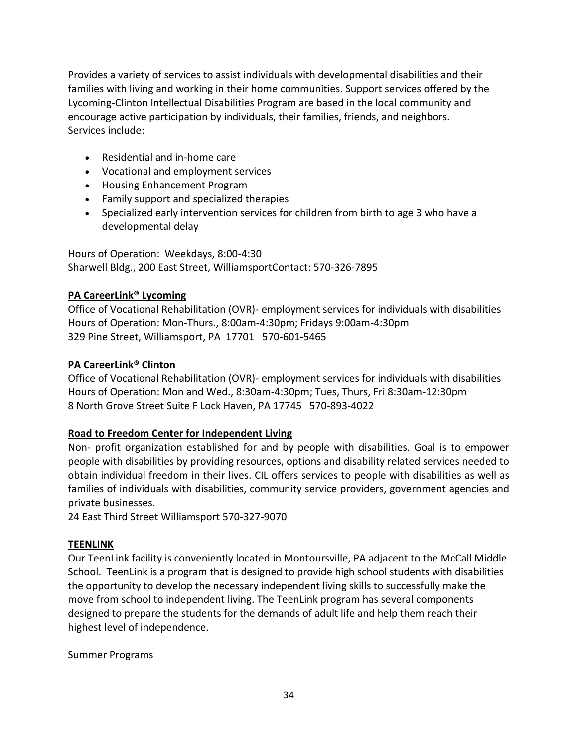Provides a variety of services to assist individuals with developmental disabilities and their families with living and working in their home communities. Support services offered by the Lycoming-Clinton Intellectual Disabilities Program are based in the local community and encourage active participation by individuals, their families, friends, and neighbors.
Services include:

- Residential and in-home care
- Vocational and employment services
- Housing Enhancement Program
- Family support and specialized therapies
- Specialized early intervention services for children from birth to age 3 who have a developmental delay

Hours of Operation: Weekdays, 8:00-4:30
Sharwell Bldg., 200 East Street, WilliamsportContact: 570-326-7895

**PA CareerLink® Lycoming**

Office of Vocational Rehabilitation (OVR)- employment services for individuals with disabilities
Hours of Operation: Mon-Thurs., 8:00am-4:30pm; Fridays 9:00am-4:30pm
329 Pine Street, Williamsport, PA 17701 570-601-5465

**PA CareerLink® Clinton**

Office of Vocational Rehabilitation (OVR)- employment services for individuals with disabilities
Hours of Operation: Mon and Wed., 8:30am-4:30pm; Tues, Thurs, Fri 8:30am-12:30pm
8 North Grove Street Suite F Lock Haven, PA 17745 570-893-4022

**Road to Freedom Center for Independent Living**

Non- profit organization established for and by people with disabilities. Goal is to empower people with disabilities by providing resources, options and disability related services needed to obtain individual freedom in their lives. CIL offers services to people with disabilities as well as families of individuals with disabilities, community service providers, government agencies and private businesses.
24 East Third Street Williamsport 570-327-9070

**TEENLINK**

Our TeenLink facility is conveniently located in Montoursville, PA adjacent to the McCall Middle School. TeenLink is a program that is designed to provide high school students with disabilities the opportunity to develop the necessary independent living skills to successfully make the move from school to independent living. The TeenLink program has several components designed to prepare the students for the demands of adult life and help them reach their highest level of independence.

Summer Programs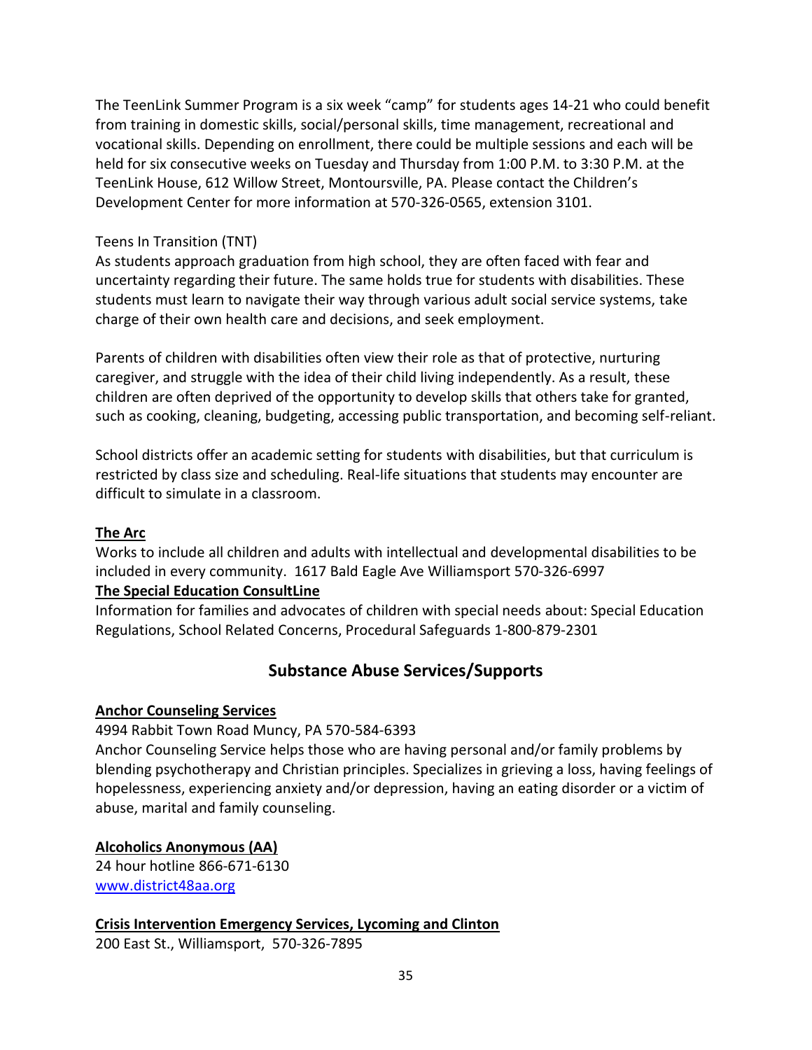The TeenLink Summer Program is a six week "camp" for students ages 14-21 who could benefit from training in domestic skills, social/personal skills, time management, recreational and vocational skills. Depending on enrollment, there could be multiple sessions and each will be held for six consecutive weeks on Tuesday and Thursday from 1:00 P.M. to 3:30 P.M. at the TeenLink House, 612 Willow Street, Montoursville, PA. Please contact the Children's Development Center for more information at 570-326-0565, extension 3101.

Teens In Transition (TNT)
As students approach graduation from high school, they are often faced with fear and uncertainty regarding their future. The same holds true for students with disabilities. These students must learn to navigate their way through various adult social service systems, take charge of their own health care and decisions, and seek employment.

Parents of children with disabilities often view their role as that of protective, nurturing caregiver, and struggle with the idea of their child living independently. As a result, these children are often deprived of the opportunity to develop skills that others take for granted, such as cooking, cleaning, budgeting, accessing public transportation, and becoming self-reliant.

School districts offer an academic setting for students with disabilities, but that curriculum is restricted by class size and scheduling. Real-life situations that students may encounter are difficult to simulate in a classroom.

**The Arc**
Works to include all children and adults with intellectual and developmental disabilities to be included in every community. 1617 Bald Eagle Ave Williamsport 570-326-6997

**The Special Education ConsultLine**
Information for families and advocates of children with special needs about: Special Education Regulations, School Related Concerns, Procedural Safeguards 1-800-879-2301

## Substance Abuse Services/Supports

**Anchor Counseling Services**
4994 Rabbit Town Road Muncy, PA 570-584-6393
Anchor Counseling Service helps those who are having personal and/or family problems by blending psychotherapy and Christian principles. Specializes in grieving a loss, having feelings of hopelessness, experiencing anxiety and/or depression, having an eating disorder or a victim of abuse, marital and family counseling.

**Alcoholics Anonymous (AA)**
24 hour hotline 866-671-6130
www.district48aa.org

**Crisis Intervention Emergency Services, Lycoming and Clinton**
200 East St., Williamsport, 570-326-7895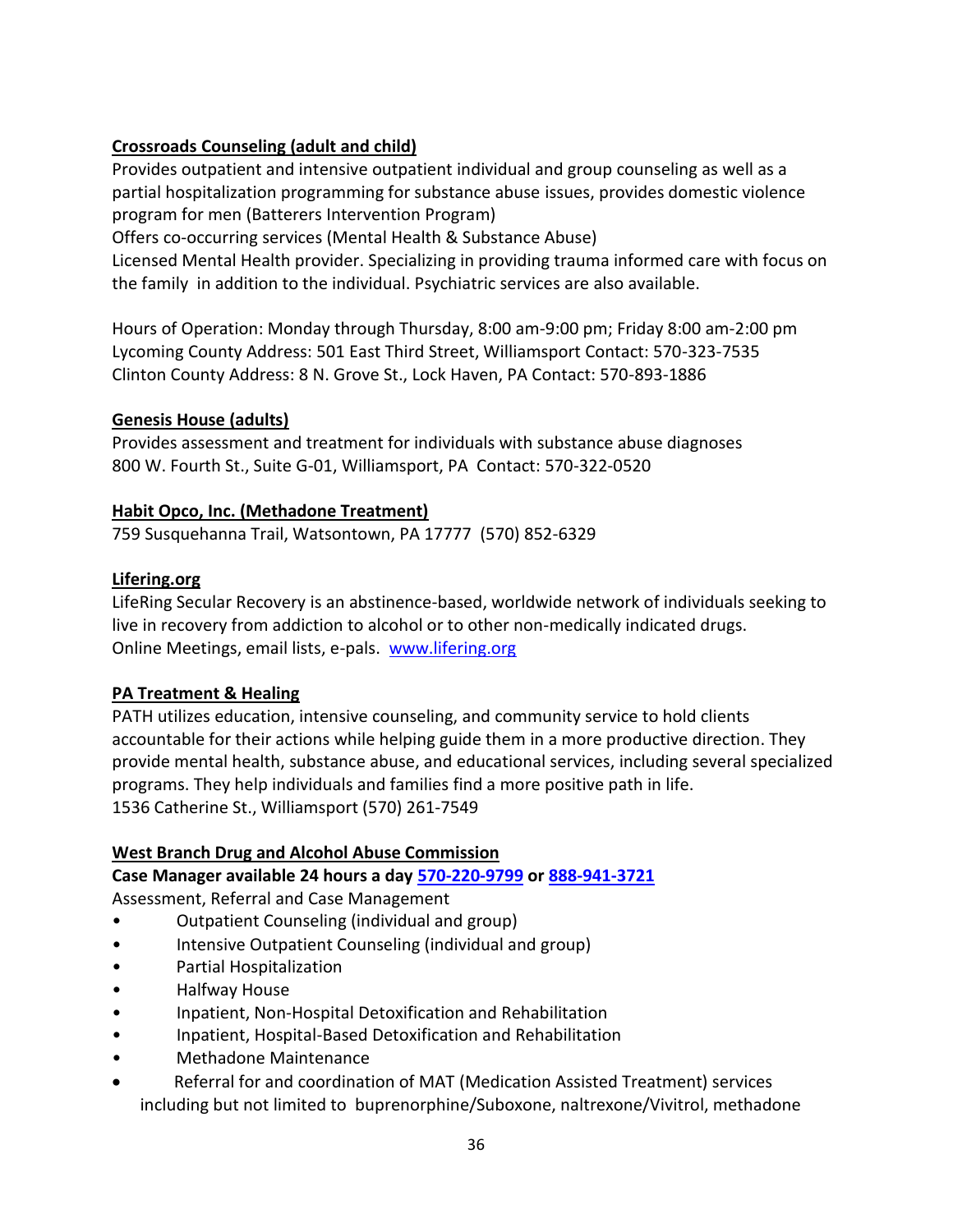**Crossroads Counseling (adult and child)**

Provides outpatient and intensive outpatient individual and group counseling as well as a partial hospitalization programming for substance abuse issues, provides domestic violence program for men (Batterers Intervention Program)

Offers co-occurring services (Mental Health & Substance Abuse)

Licensed Mental Health provider. Specializing in providing trauma informed care with focus on the family in addition to the individual. Psychiatric services are also available.

Hours of Operation: Monday through Thursday, 8:00 am-9:00 pm; Friday 8:00 am-2:00 pm
Lycoming County Address: 501 East Third Street, Williamsport Contact: 570-323-7535
Clinton County Address: 8 N. Grove St., Lock Haven, PA Contact: 570-893-1886

**Genesis House (adults)**

Provides assessment and treatment for individuals with substance abuse diagnoses
800 W. Fourth St., Suite G-01, Williamsport, PA Contact: 570-322-0520

**Habit Opco, Inc. (Methadone Treatment)**

759 Susquehanna Trail, Watsontown, PA 17777 (570) 852-6329

**Lifering.org**

LifeRing Secular Recovery is an abstinence-based, worldwide network of individuals seeking to live in recovery from addiction to alcohol or to other non-medically indicated drugs.
Online Meetings, email lists, e-pals. www.lifering.org

**PA Treatment & Healing**

PATH utilizes education, intensive counseling, and community service to hold clients accountable for their actions while helping guide them in a more productive direction. They provide mental health, substance abuse, and educational services, including several specialized programs. They help individuals and families find a more positive path in life.
1536 Catherine St., Williamsport (570) 261-7549

**West Branch Drug and Alcohol Abuse Commission**

**Case Manager available 24 hours a day 570-220-9799 or 888-941-3721**

Assessment, Referral and Case Management

- Outpatient Counseling (individual and group)
- Intensive Outpatient Counseling (individual and group)
- Partial Hospitalization
- Halfway House
- Inpatient, Non-Hospital Detoxification and Rehabilitation
- Inpatient, Hospital-Based Detoxification and Rehabilitation
- Methadone Maintenance
- Referral for and coordination of MAT (Medication Assisted Treatment) services including but not limited to buprenorphine/Suboxone, naltrexone/Vivitrol, methadone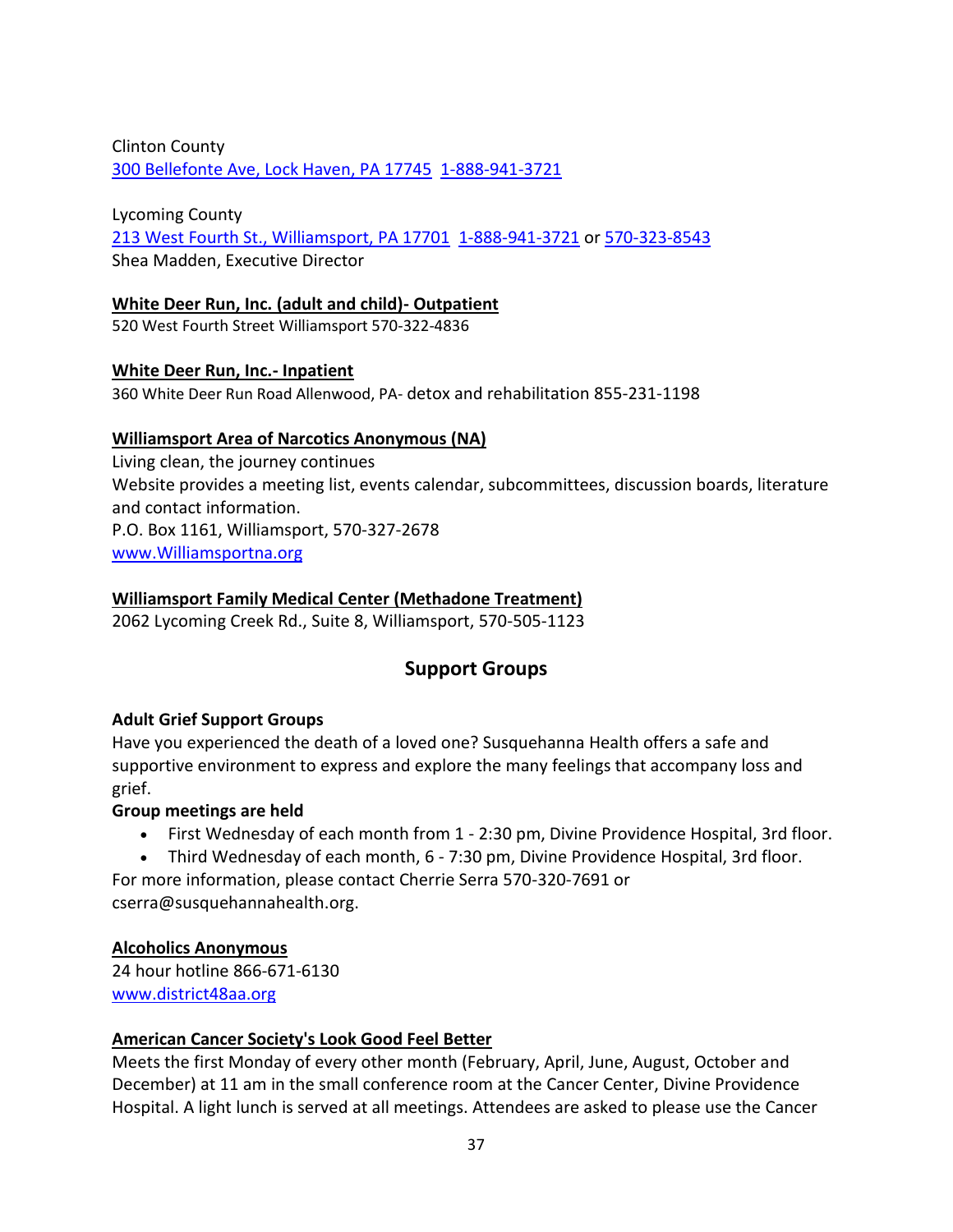Clinton County
300 Bellefonte Ave, Lock Haven, PA 17745 1-888-941-3721

Lycoming County
213 West Fourth St., Williamsport, PA 17701 1-888-941-3721 or 570-323-8543
Shea Madden, Executive Director

**White Deer Run, Inc. (adult and child)- Outpatient**
520 West Fourth Street Williamsport 570-322-4836

**White Deer Run, Inc.- Inpatient**
360 White Deer Run Road Allenwood, PA- detox and rehabilitation 855-231-1198

**Williamsport Area of Narcotics Anonymous (NA)**
Living clean, the journey continues
Website provides a meeting list, events calendar, subcommittees, discussion boards, literature and contact information.
P.O. Box 1161, Williamsport, 570-327-2678
www.Williamsportna.org

**Williamsport Family Medical Center (Methadone Treatment)**
2062 Lycoming Creek Rd., Suite 8, Williamsport, 570-505-1123

## Support Groups

**Adult Grief Support Groups**
Have you experienced the death of a loved one? Susquehanna Health offers a safe and supportive environment to express and explore the many feelings that accompany loss and grief.

**Group meetings are held**

- First Wednesday of each month from 1 - 2:30 pm, Divine Providence Hospital, 3rd floor.
- Third Wednesday of each month, 6 - 7:30 pm, Divine Providence Hospital, 3rd floor.

For more information, please contact Cherrie Serra 570-320-7691 or cserra@susquehannahealth.org.

**Alcoholics Anonymous**
24 hour hotline 866-671-6130
www.district48aa.org

**American Cancer Society's Look Good Feel Better**
Meets the first Monday of every other month (February, April, June, August, October and December) at 11 am in the small conference room at the Cancer Center, Divine Providence Hospital. A light lunch is served at all meetings. Attendees are asked to please use the Cancer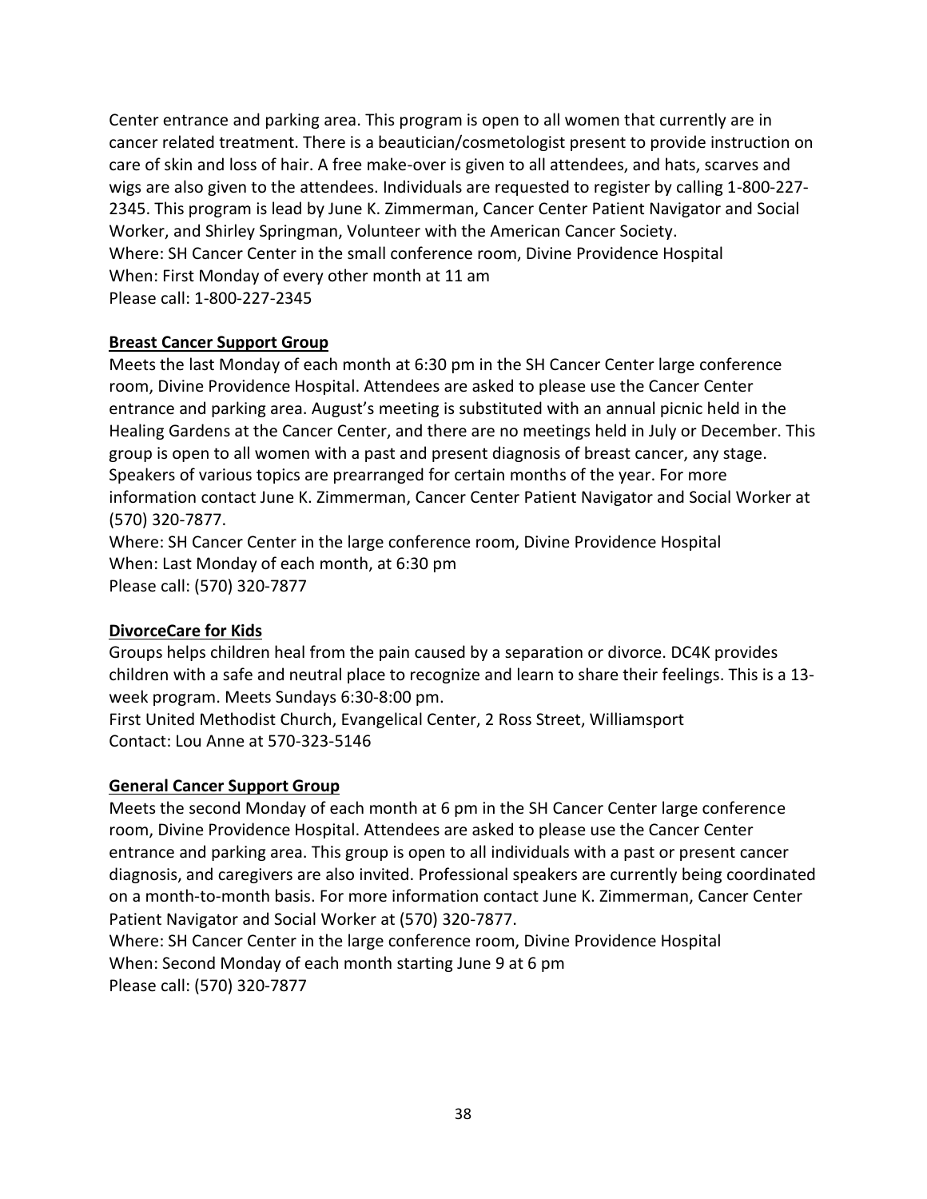Center entrance and parking area. This program is open to all women that currently are in cancer related treatment. There is a beautician/cosmetologist present to provide instruction on care of skin and loss of hair. A free make-over is given to all attendees, and hats, scarves and wigs are also given to the attendees. Individuals are requested to register by calling 1-800-227-2345. This program is lead by June K. Zimmerman, Cancer Center Patient Navigator and Social Worker, and Shirley Springman, Volunteer with the American Cancer Society.
Where: SH Cancer Center in the small conference room, Divine Providence Hospital
When: First Monday of every other month at 11 am
Please call: 1-800-227-2345

**Breast Cancer Support Group**

Meets the last Monday of each month at 6:30 pm in the SH Cancer Center large conference room, Divine Providence Hospital. Attendees are asked to please use the Cancer Center entrance and parking area. August's meeting is substituted with an annual picnic held in the Healing Gardens at the Cancer Center, and there are no meetings held in July or December. This group is open to all women with a past and present diagnosis of breast cancer, any stage. Speakers of various topics are prearranged for certain months of the year. For more information contact June K. Zimmerman, Cancer Center Patient Navigator and Social Worker at (570) 320-7877.
Where: SH Cancer Center in the large conference room, Divine Providence Hospital
When: Last Monday of each month, at 6:30 pm
Please call: (570) 320-7877

**DivorceCare for Kids**

Groups helps children heal from the pain caused by a separation or divorce. DC4K provides children with a safe and neutral place to recognize and learn to share their feelings. This is a 13-week program. Meets Sundays 6:30-8:00 pm.
First United Methodist Church, Evangelical Center, 2 Ross Street, Williamsport
Contact: Lou Anne at 570-323-5146

**General Cancer Support Group**

Meets the second Monday of each month at 6 pm in the SH Cancer Center large conference room, Divine Providence Hospital. Attendees are asked to please use the Cancer Center entrance and parking area. This group is open to all individuals with a past or present cancer diagnosis, and caregivers are also invited. Professional speakers are currently being coordinated on a month-to-month basis. For more information contact June K. Zimmerman, Cancer Center Patient Navigator and Social Worker at (570) 320-7877.
Where: SH Cancer Center in the large conference room, Divine Providence Hospital
When: Second Monday of each month starting June 9 at 6 pm
Please call: (570) 320-7877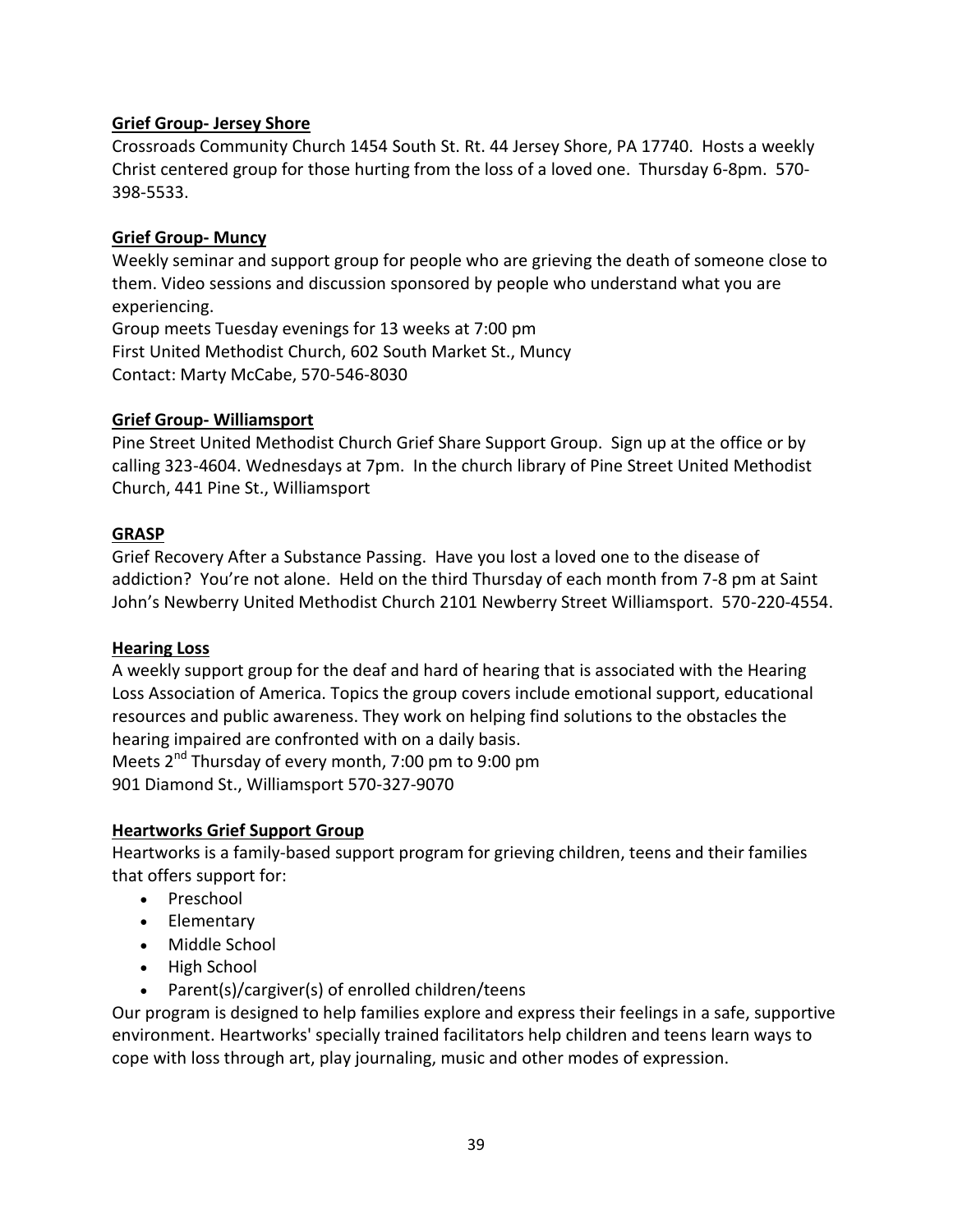**Grief Group- Jersey Shore**

Crossroads Community Church 1454 South St. Rt. 44 Jersey Shore, PA 17740. Hosts a weekly Christ centered group for those hurting from the loss of a loved one. Thursday 6-8pm. 570-398-5533.

**Grief Group- Muncy**

Weekly seminar and support group for people who are grieving the death of someone close to them. Video sessions and discussion sponsored by people who understand what you are experiencing.

Group meets Tuesday evenings for 13 weeks at 7:00 pm

First United Methodist Church, 602 South Market St., Muncy

Contact: Marty McCabe, 570-546-8030

**Grief Group- Williamsport**

Pine Street United Methodist Church Grief Share Support Group. Sign up at the office or by calling 323-4604. Wednesdays at 7pm. In the church library of Pine Street United Methodist Church, 441 Pine St., Williamsport

**GRASP**

Grief Recovery After a Substance Passing. Have you lost a loved one to the disease of addiction? You're not alone. Held on the third Thursday of each month from 7-8 pm at Saint John's Newberry United Methodist Church 2101 Newberry Street Williamsport. 570-220-4554.

**Hearing Loss**

A weekly support group for the deaf and hard of hearing that is associated with the Hearing Loss Association of America. Topics the group covers include emotional support, educational resources and public awareness. They work on helping find solutions to the obstacles the hearing impaired are confronted with on a daily basis.

Meets 2nd Thursday of every month, 7:00 pm to 9:00 pm

901 Diamond St., Williamsport 570-327-9070

**Heartworks Grief Support Group**

Heartworks is a family-based support program for grieving children, teens and their families that offers support for:

- Preschool
- Elementary
- Middle School
- High School
- Parent(s)/cargiver(s) of enrolled children/teens

Our program is designed to help families explore and express their feelings in a safe, supportive environment. Heartworks' specially trained facilitators help children and teens learn ways to cope with loss through art, play journaling, music and other modes of expression.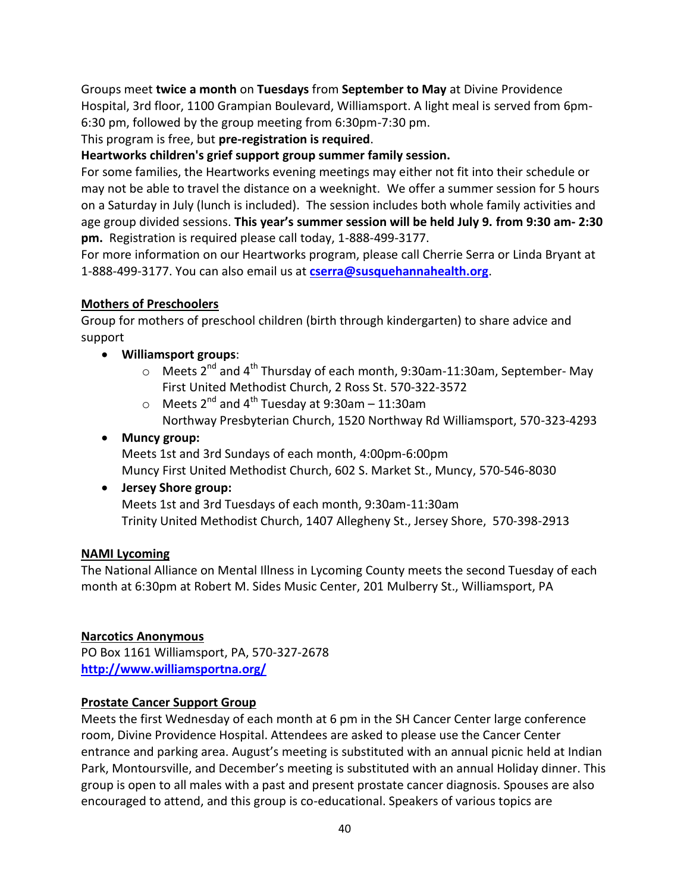Groups meet **twice a month** on **Tuesdays** from **September to May** at Divine Providence Hospital, 3rd floor, 1100 Grampian Boulevard, Williamsport. A light meal is served from 6pm-6:30 pm, followed by the group meeting from 6:30pm-7:30 pm.

This program is free, but **pre-registration is required**.

**Heartworks children's grief support group summer family session.**

For some families, the Heartworks evening meetings may either not fit into their schedule or may not be able to travel the distance on a weeknight. We offer a summer session for 5 hours on a Saturday in July (lunch is included). The session includes both whole family activities and age group divided sessions. **This year's summer session will be held July 9. from 9:30 am- 2:30 pm.** Registration is required please call today, 1-888-499-3177.

For more information on our Heartworks program, please call Cherrie Serra or Linda Bryant at 1-888-499-3177. You can also email us at **cserra@susquehannahealth.org**.

## Mothers of Preschoolers

Group for mothers of preschool children (birth through kindergarten) to share advice and support

- **Williamsport groups**:
  - Meets 2nd and 4th Thursday of each month, 9:30am-11:30am, September- May
    First United Methodist Church, 2 Ross St. 570-322-3572
  - Meets 2nd and 4th Tuesday at 9:30am – 11:30am
    Northway Presbyterian Church, 1520 Northway Rd Williamsport, 570-323-4293
- **Muncy group:**
  Meets 1st and 3rd Sundays of each month, 4:00pm-6:00pm
  Muncy First United Methodist Church, 602 S. Market St., Muncy, 570-546-8030
- **Jersey Shore group:**
  Meets 1st and 3rd Tuesdays of each month, 9:30am-11:30am
  Trinity United Methodist Church, 1407 Allegheny St., Jersey Shore, 570-398-2913

## NAMI Lycoming

The National Alliance on Mental Illness in Lycoming County meets the second Tuesday of each month at 6:30pm at Robert M. Sides Music Center, 201 Mulberry St., Williamsport, PA

## Narcotics Anonymous

PO Box 1161 Williamsport, PA, 570-327-2678
**http://www.williamsportna.org/**

## Prostate Cancer Support Group

Meets the first Wednesday of each month at 6 pm in the SH Cancer Center large conference room, Divine Providence Hospital. Attendees are asked to please use the Cancer Center entrance and parking area. August's meeting is substituted with an annual picnic held at Indian Park, Montoursville, and December's meeting is substituted with an annual Holiday dinner. This group is open to all males with a past and present prostate cancer diagnosis. Spouses are also encouraged to attend, and this group is co-educational. Speakers of various topics are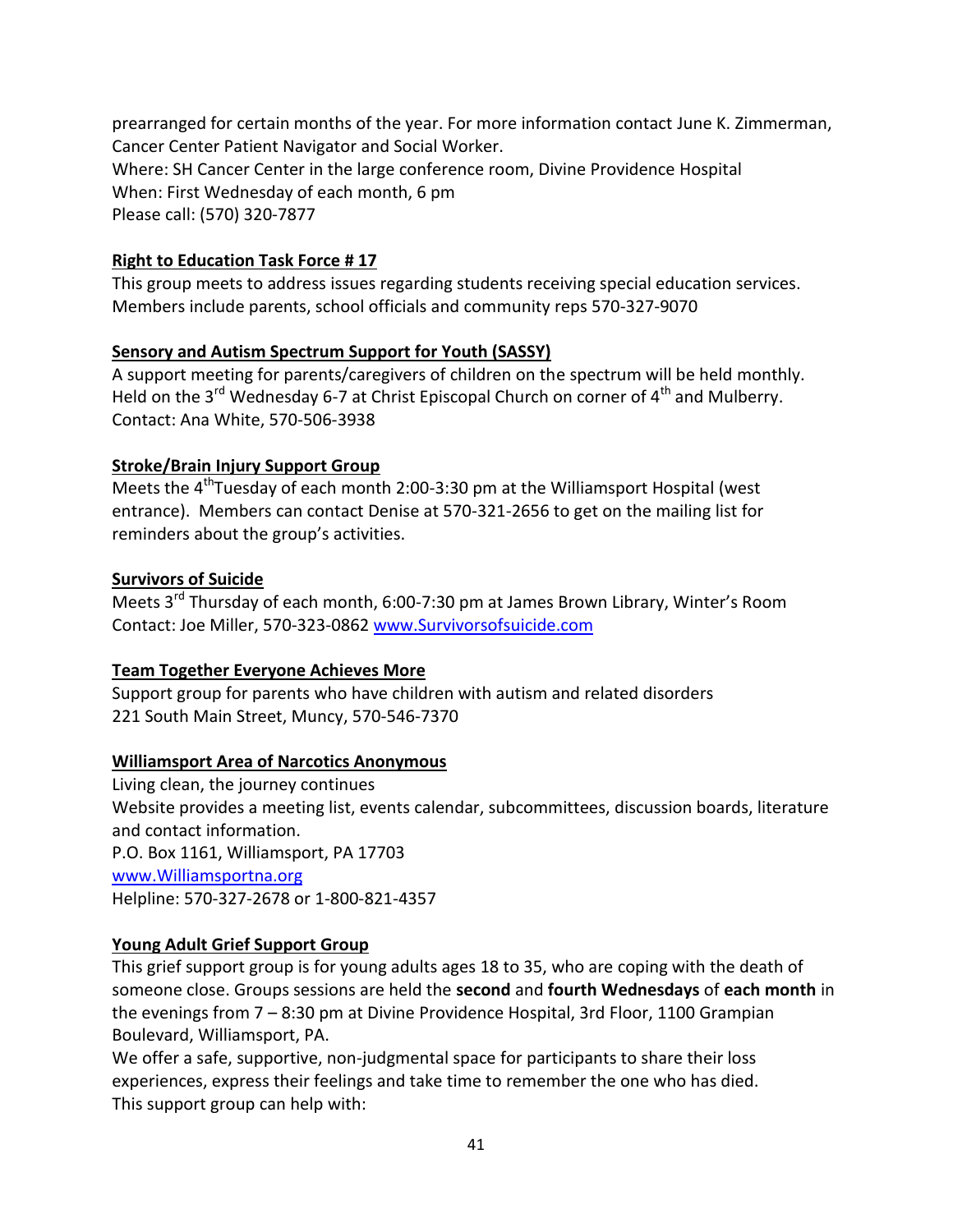prearranged for certain months of the year. For more information contact June K. Zimmerman, Cancer Center Patient Navigator and Social Worker.
Where: SH Cancer Center in the large conference room, Divine Providence Hospital
When: First Wednesday of each month, 6 pm
Please call: (570) 320-7877

**Right to Education Task Force # 17**

This group meets to address issues regarding students receiving special education services. Members include parents, school officials and community reps 570-327-9070

**Sensory and Autism Spectrum Support for Youth (SASSY)**

A support meeting for parents/caregivers of children on the spectrum will be held monthly. Held on the 3rd Wednesday 6-7 at Christ Episcopal Church on corner of 4th and Mulberry. Contact: Ana White, 570-506-3938

**Stroke/Brain Injury Support Group**

Meets the 4th Tuesday of each month 2:00-3:30 pm at the Williamsport Hospital (west entrance). Members can contact Denise at 570-321-2656 to get on the mailing list for reminders about the group's activities.

**Survivors of Suicide**

Meets 3rd Thursday of each month, 6:00-7:30 pm at James Brown Library, Winter's Room
Contact: Joe Miller, 570-323-0862 [www.Survivorsofsuicide.com](www.Survivorsofsuicide.com)

**Team Together Everyone Achieves More**

Support group for parents who have children with autism and related disorders
221 South Main Street, Muncy, 570-546-7370

**Williamsport Area of Narcotics Anonymous**

Living clean, the journey continues
Website provides a meeting list, events calendar, subcommittees, discussion boards, literature and contact information.
P.O. Box 1161, Williamsport, PA 17703
[www.Williamsportna.org](www.Williamsportna.org)
Helpline: 570-327-2678 or 1-800-821-4357

**Young Adult Grief Support Group**

This grief support group is for young adults ages 18 to 35, who are coping with the death of someone close. Groups sessions are held the **second** and **fourth Wednesdays** of **each month** in the evenings from 7 – 8:30 pm at Divine Providence Hospital, 3rd Floor, 1100 Grampian Boulevard, Williamsport, PA.
We offer a safe, supportive, non-judgmental space for participants to share their loss experiences, express their feelings and take time to remember the one who has died.
This support group can help with: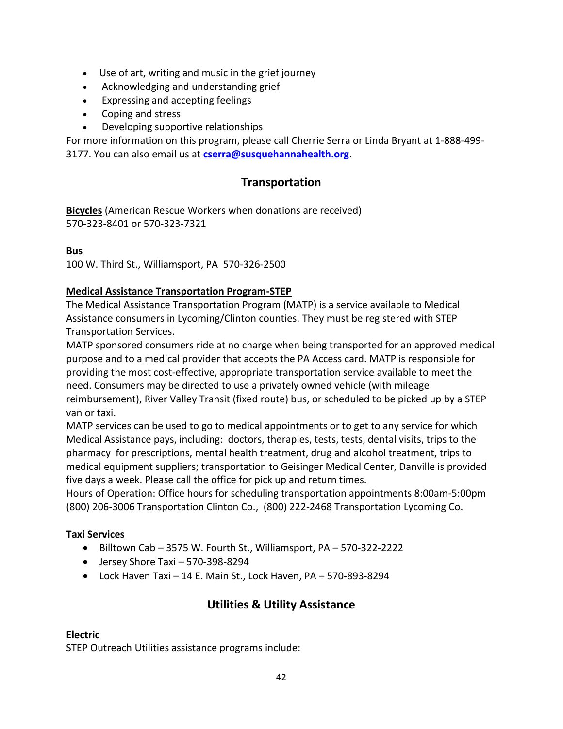- Use of art, writing and music in the grief journey
- Acknowledging and understanding grief
- Expressing and accepting feelings
- Coping and stress
- Developing supportive relationships

For more information on this program, please call Cherrie Serra or Linda Bryant at 1-888-499-3177. You can also email us at **cserra@susquehannahealth.org**.

## Transportation

**Bicycles** (American Rescue Workers when donations are received)
570-323-8401 or 570-323-7321

**Bus**
100 W. Third St., Williamsport, PA 570-326-2500

**Medical Assistance Transportation Program-STEP**
The Medical Assistance Transportation Program (MATP) is a service available to Medical Assistance consumers in Lycoming/Clinton counties. They must be registered with STEP Transportation Services.
MATP sponsored consumers ride at no charge when being transported for an approved medical purpose and to a medical provider that accepts the PA Access card. MATP is responsible for providing the most cost-effective, appropriate transportation service available to meet the need. Consumers may be directed to use a privately owned vehicle (with mileage reimbursement), River Valley Transit (fixed route) bus, or scheduled to be picked up by a STEP van or taxi.
MATP services can be used to go to medical appointments or to get to any service for which Medical Assistance pays, including: doctors, therapies, tests, tests, dental visits, trips to the pharmacy for prescriptions, mental health treatment, drug and alcohol treatment, trips to medical equipment suppliers; transportation to Geisinger Medical Center, Danville is provided five days a week. Please call the office for pick up and return times.
Hours of Operation: Office hours for scheduling transportation appointments 8:00am-5:00pm (800) 206-3006 Transportation Clinton Co., (800) 222-2468 Transportation Lycoming Co.

**Taxi Services**

- Billtown Cab – 3575 W. Fourth St., Williamsport, PA – 570-322-2222
- Jersey Shore Taxi – 570-398-8294
- Lock Haven Taxi – 14 E. Main St., Lock Haven, PA – 570-893-8294

## Utilities & Utility Assistance

**Electric**
STEP Outreach Utilities assistance programs include: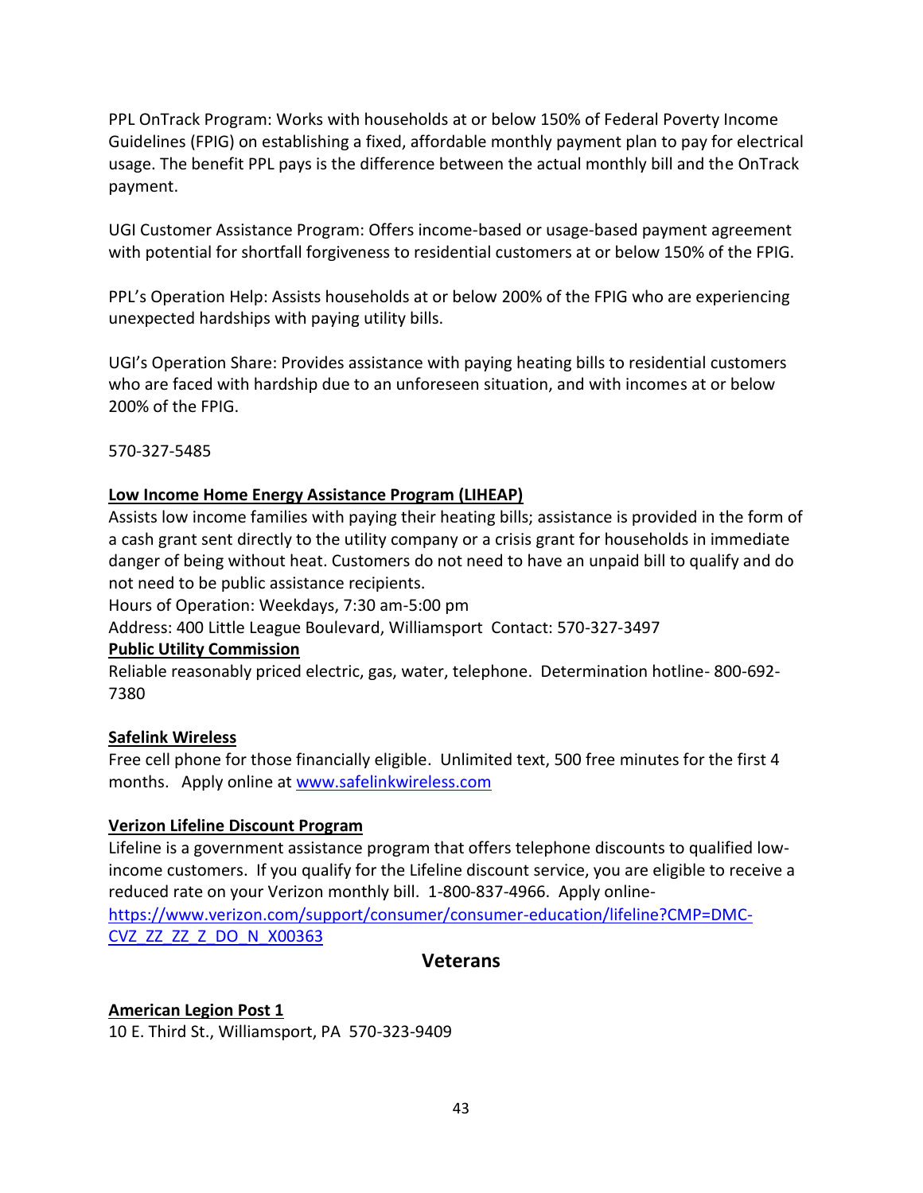PPL OnTrack Program: Works with households at or below 150% of Federal Poverty Income Guidelines (FPIG) on establishing a fixed, affordable monthly payment plan to pay for electrical usage. The benefit PPL pays is the difference between the actual monthly bill and the OnTrack payment.

UGI Customer Assistance Program: Offers income-based or usage-based payment agreement with potential for shortfall forgiveness to residential customers at or below 150% of the FPIG.

PPL's Operation Help: Assists households at or below 200% of the FPIG who are experiencing unexpected hardships with paying utility bills.

UGI's Operation Share: Provides assistance with paying heating bills to residential customers who are faced with hardship due to an unforeseen situation, and with incomes at or below 200% of the FPIG.

570-327-5485

**Low Income Home Energy Assistance Program (LIHEAP)**

Assists low income families with paying their heating bills; assistance is provided in the form of a cash grant sent directly to the utility company or a crisis grant for households in immediate danger of being without heat. Customers do not need to have an unpaid bill to qualify and do not need to be public assistance recipients.
Hours of Operation: Weekdays, 7:30 am-5:00 pm
Address: 400 Little League Boulevard, Williamsport Contact: 570-327-3497

**Public Utility Commission**

Reliable reasonably priced electric, gas, water, telephone. Determination hotline- 800-692-7380

**Safelink Wireless**

Free cell phone for those financially eligible. Unlimited text, 500 free minutes for the first 4 months. Apply online at www.safelinkwireless.com

**Verizon Lifeline Discount Program**

Lifeline is a government assistance program that offers telephone discounts to qualified low-income customers. If you qualify for the Lifeline discount service, you are eligible to receive a reduced rate on your Verizon monthly bill. 1-800-837-4966. Apply online- https://www.verizon.com/support/consumer/consumer-education/lifeline?CMP=DMC-CVZ_ZZ_ZZ_Z_DO_N_X00363

## Veterans

**American Legion Post 1**

10 E. Third St., Williamsport, PA 570-323-9409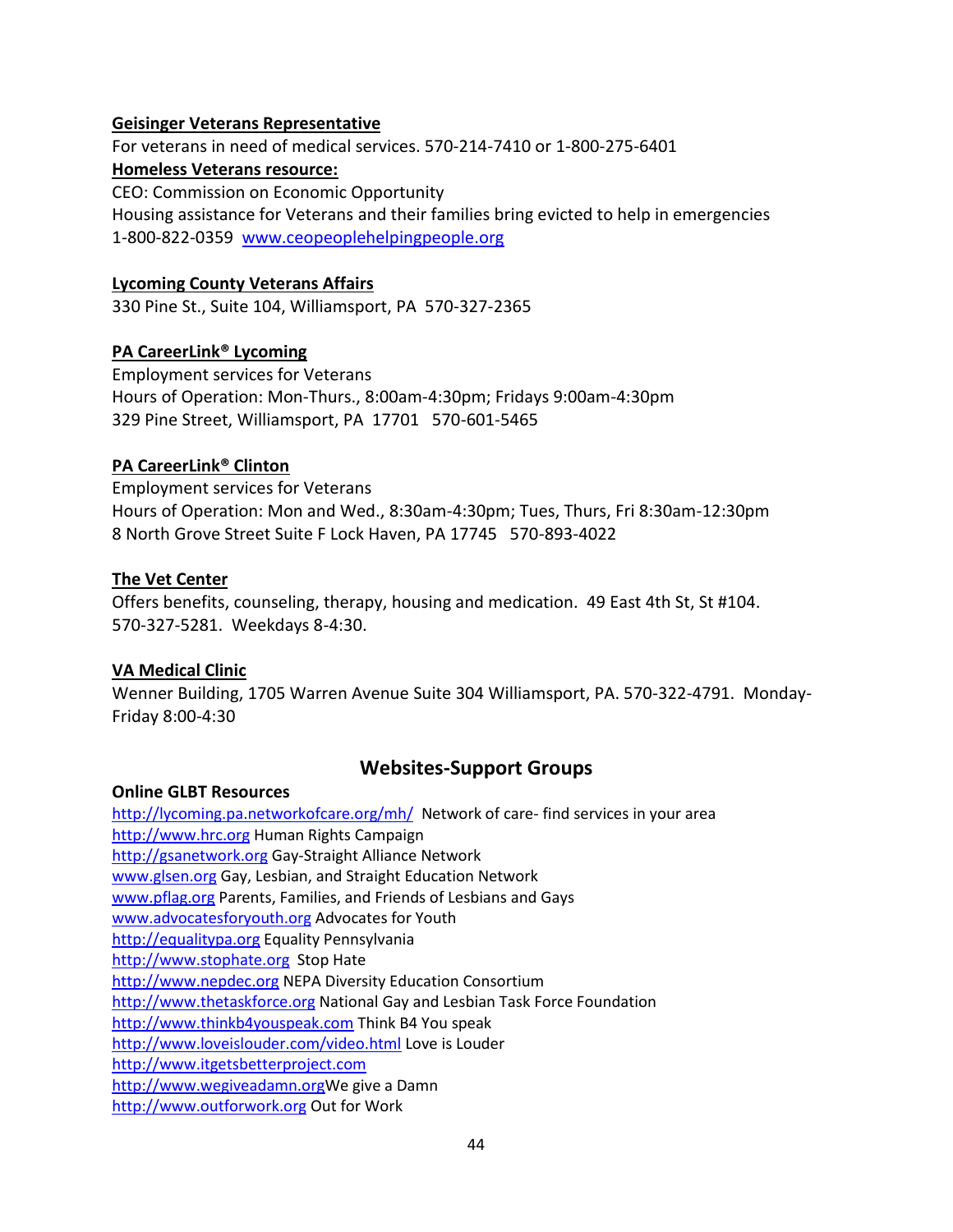**Geisinger Veterans Representative**

For veterans in need of medical services. 570-214-7410 or 1-800-275-6401

**Homeless Veterans resource:**

CEO: Commission on Economic Opportunity
Housing assistance for Veterans and their families bring evicted to help in emergencies
1-800-822-0359 www.ceopeoplehelpingpeople.org

**Lycoming County Veterans Affairs**

330 Pine St., Suite 104, Williamsport, PA 570-327-2365

**PA CareerLink® Lycoming**

Employment services for Veterans
Hours of Operation: Mon-Thurs., 8:00am-4:30pm; Fridays 9:00am-4:30pm
329 Pine Street, Williamsport, PA 17701 570-601-5465

**PA CareerLink® Clinton**

Employment services for Veterans
Hours of Operation: Mon and Wed., 8:30am-4:30pm; Tues, Thurs, Fri 8:30am-12:30pm
8 North Grove Street Suite F Lock Haven, PA 17745 570-893-4022

**The Vet Center**

Offers benefits, counseling, therapy, housing and medication. 49 East 4th St, St #104.
570-327-5281. Weekdays 8-4:30.

**VA Medical Clinic**

Wenner Building, 1705 Warren Avenue Suite 304 Williamsport, PA. 570-322-4791. Monday-Friday 8:00-4:30

## Websites-Support Groups

**Online GLBT Resources**

http://lycoming.pa.networkofcare.org/mh/ Network of care- find services in your area
http://www.hrc.org Human Rights Campaign
http://gsanetwork.org Gay-Straight Alliance Network
www.glsen.org Gay, Lesbian, and Straight Education Network
www.pflag.org Parents, Families, and Friends of Lesbians and Gays
www.advocatesforyouth.org Advocates for Youth
http://equalitypa.org Equality Pennsylvania
http://www.stophate.org Stop Hate
http://www.nepdec.org NEPA Diversity Education Consortium
http://www.thetaskforce.org National Gay and Lesbian Task Force Foundation
http://www.thinkb4youspeak.com Think B4 You speak
http://www.loveislouder.com/video.html Love is Louder
http://www.itgetsbetterproject.com
http://www.wegiveadamn.orgWe give a Damn
http://www.outforwork.org Out for Work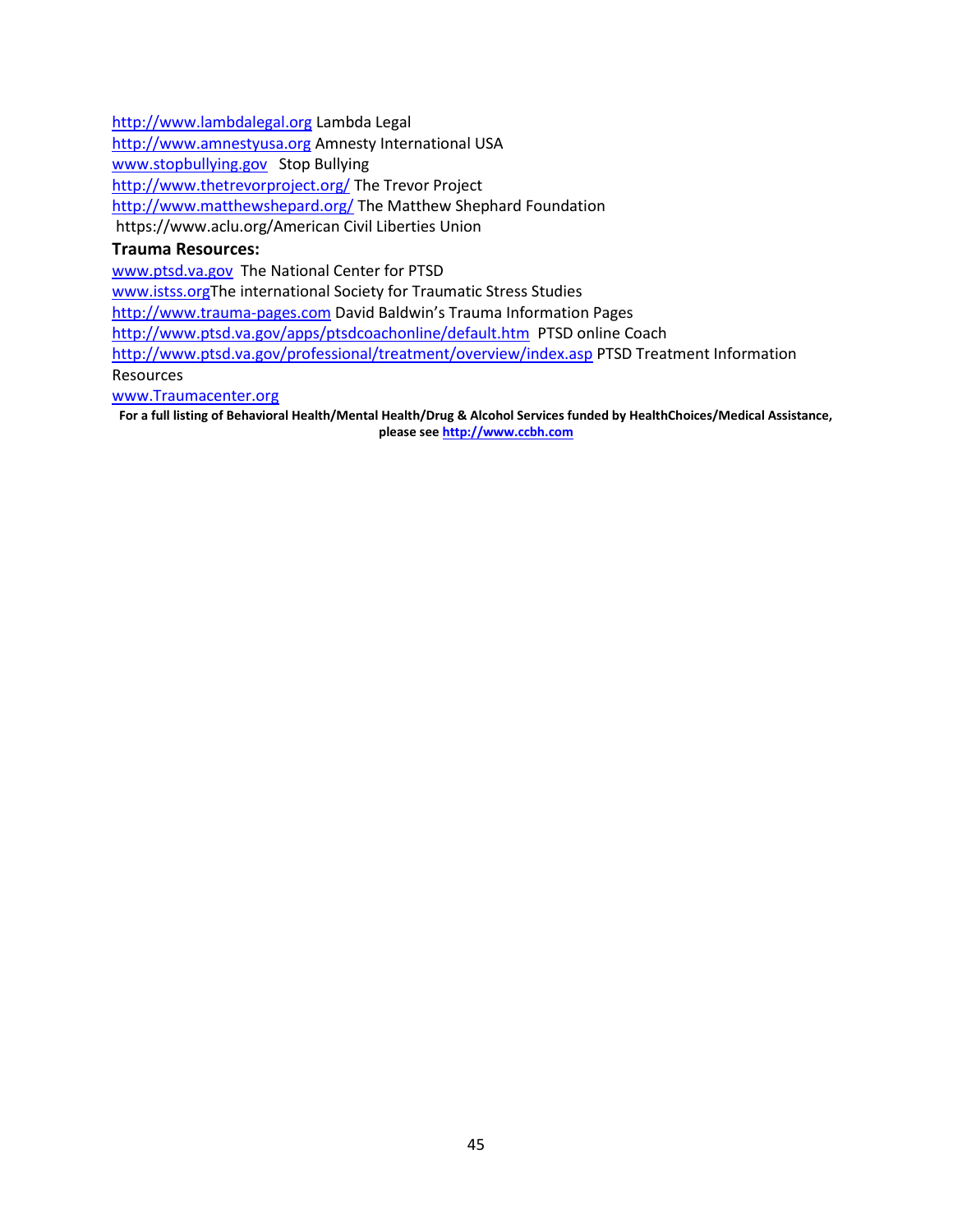http://www.lambdalegal.org Lambda Legal
http://www.amnestyusa.org Amnesty International USA
www.stopbullying.gov Stop Bullying
http://www.thetrevorproject.org/ The Trevor Project
http://www.matthewshepard.org/ The Matthew Shephard Foundation
https://www.aclu.org/American Civil Liberties Union

**Trauma Resources:**

www.ptsd.va.gov The National Center for PTSD
www.istss.orgThe international Society for Traumatic Stress Studies
http://www.trauma-pages.com David Baldwin's Trauma Information Pages
http://www.ptsd.va.gov/apps/ptsdcoachonline/default.htm PTSD online Coach
http://www.ptsd.va.gov/professional/treatment/overview/index.asp PTSD Treatment Information Resources
www.Traumacenter.org

**For a full listing of Behavioral Health/Mental Health/Drug & Alcohol Services funded by HealthChoices/Medical Assistance, please see http://www.ccbh.com**